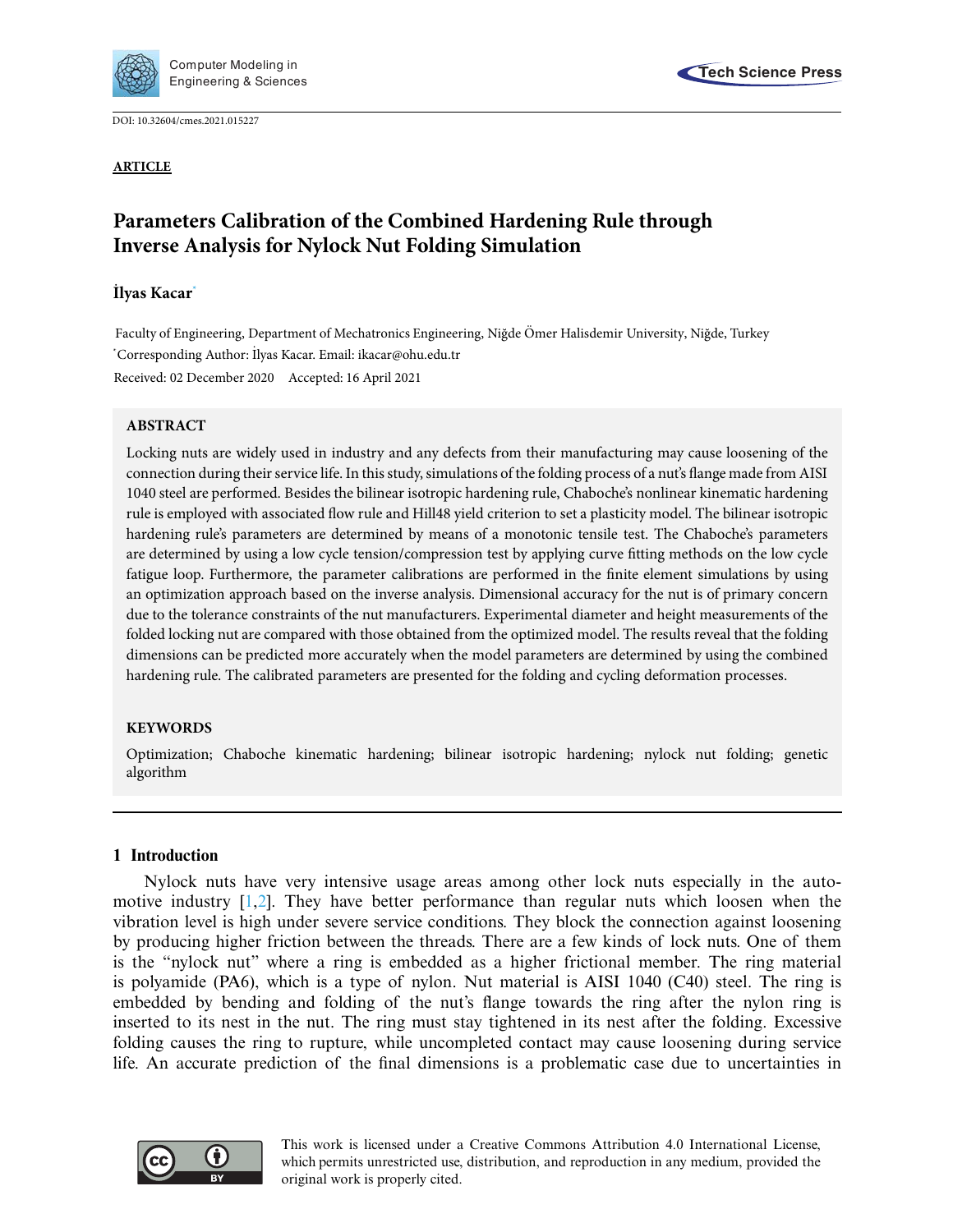DOI: 10.32604/cmes.2021.015227

**ARTICLE**

# Parameters Calibration of the Combined Hardening Rule through Inverse Analysis for Nylock Nut Folding Simulation

**İlyas Kacar***

Faculty of Engineering, Department of Mechatronics Engineering, Niğde Ömer Halisdemir University, Niğde, Turkey

*Corresponding Author: İlyas Kacar. Email: ikacar@ohu.edu.tr

Received: 02 December 2020 Accepted: 16 April 2021

## ABSTRACT

Locking nuts are widely used in industry and any defects from their manufacturing may cause loosening of the connection during their service life. In this study, simulations of the folding process of a nut's flange made from AISI 1040 steel are performed. Besides the bilinear isotropic hardening rule, Chaboche's nonlinear kinematic hardening rule is employed with associated flow rule and Hill48 yield criterion to set a plasticity model. The bilinear isotropic hardening rule's parameters are determined by means of a monotonic tensile test. The Chaboche's parameters are determined by using a low cycle tension/compression test by applying curve fitting methods on the low cycle fatigue loop. Furthermore, the parameter calibrations are performed in the finite element simulations by using an optimization approach based on the inverse analysis. Dimensional accuracy for the nut is of primary concern due to the tolerance constraints of the nut manufacturers. Experimental diameter and height measurements of the folded locking nut are compared with those obtained from the optimized model. The results reveal that the folding dimensions can be predicted more accurately when the model parameters are determined by using the combined hardening rule. The calibrated parameters are presented for the folding and cycling deformation processes.

## KEYWORDS

Optimization; Chaboche kinematic hardening; bilinear isotropic hardening; nylock nut folding; genetic algorithm

## 1 Introduction

Nylock nuts have very intensive usage areas among other lock nuts especially in the automotive industry [1,2]. They have better performance than regular nuts which loosen when the vibration level is high under severe service conditions. They block the connection against loosening by producing higher friction between the threads. There are a few kinds of lock nuts. One of them is the "nylock nut" where a ring is embedded as a higher frictional member. The ring material is polyamide (PA6), which is a type of nylon. Nut material is AISI 1040 (C40) steel. The ring is embedded by bending and folding of the nut's flange towards the ring after the nylon ring is inserted to its nest in the nut. The ring must stay tightened in its nest after the folding. Excessive folding causes the ring to rupture, while uncompleted contact may cause loosening during service life. An accurate prediction of the final dimensions is a problematic case due to uncertainties in

This work is licensed under a Creative Commons Attribution 4.0 International License, which permits unrestricted use, distribution, and reproduction in any medium, provided the original work is properly cited.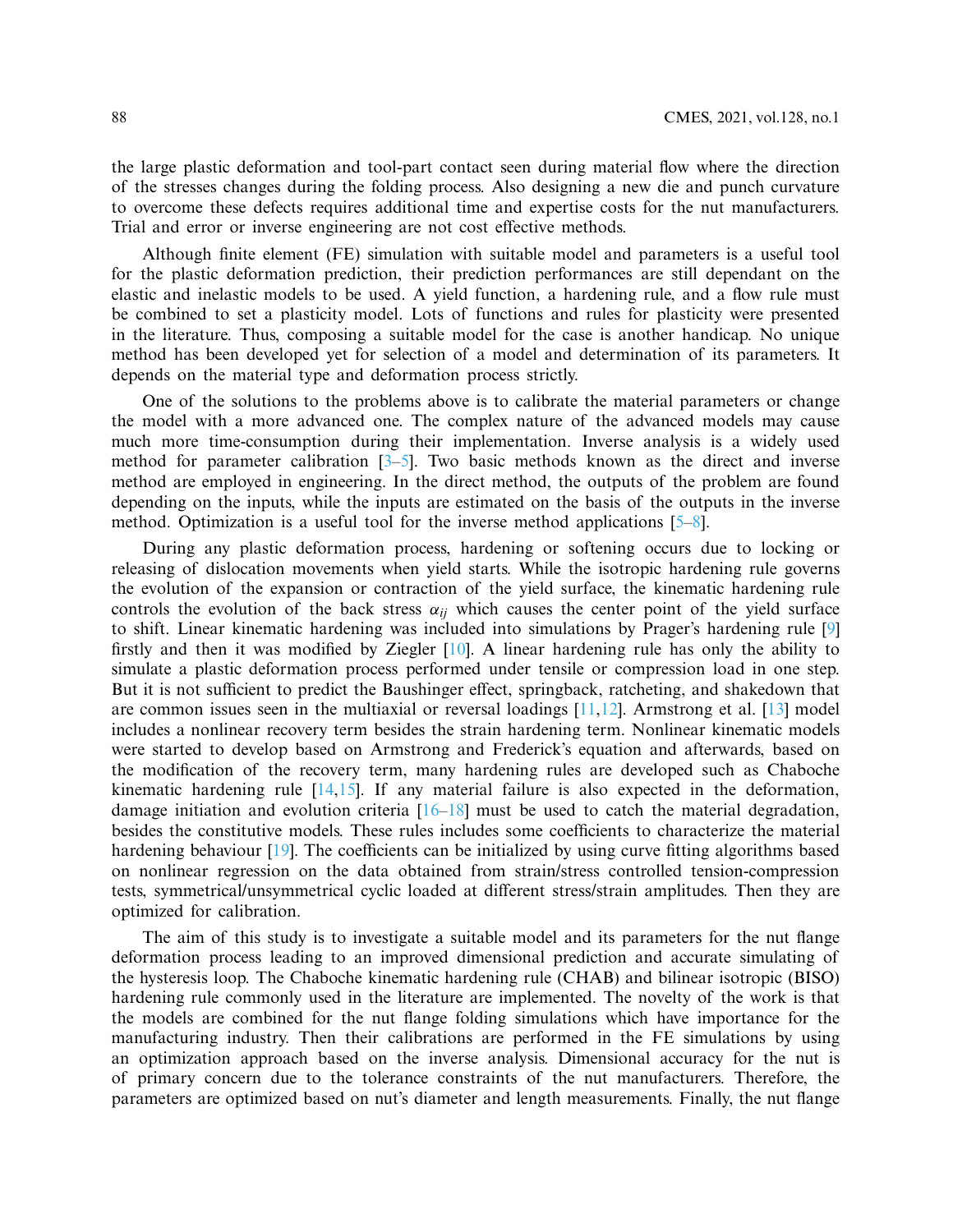the large plastic deformation and tool-part contact seen during material flow where the direction of the stresses changes during the folding process. Also designing a new die and punch curvature to overcome these defects requires additional time and expertise costs for the nut manufacturers. Trial and error or inverse engineering are not cost effective methods.

Although finite element (FE) simulation with suitable model and parameters is a useful tool for the plastic deformation prediction, their prediction performances are still dependant on the elastic and inelastic models to be used. A yield function, a hardening rule, and a flow rule must be combined to set a plasticity model. Lots of functions and rules for plasticity were presented in the literature. Thus, composing a suitable model for the case is another handicap. No unique method has been developed yet for selection of a model and determination of its parameters. It depends on the material type and deformation process strictly.

One of the solutions to the problems above is to calibrate the material parameters or change the model with a more advanced one. The complex nature of the advanced models may cause much more time-consumption during their implementation. Inverse analysis is a widely used method for parameter calibration [3–5]. Two basic methods known as the direct and inverse method are employed in engineering. In the direct method, the outputs of the problem are found depending on the inputs, while the inputs are estimated on the basis of the outputs in the inverse method. Optimization is a useful tool for the inverse method applications [5–8].

During any plastic deformation process, hardening or softening occurs due to locking or releasing of dislocation movements when yield starts. While the isotropic hardening rule governs the evolution of the expansion or contraction of the yield surface, the kinematic hardening rule controls the evolution of the back stress $\alpha_{ij}$ which causes the center point of the yield surface to shift. Linear kinematic hardening was included into simulations by Prager's hardening rule [9] firstly and then it was modified by Ziegler [10]. A linear hardening rule has only the ability to simulate a plastic deformation process performed under tensile or compression load in one step. But it is not sufficient to predict the Baushinger effect, springback, ratcheting, and shakedown that are common issues seen in the multiaxial or reversal loadings [11,12]. Armstrong et al. [13] model includes a nonlinear recovery term besides the strain hardening term. Nonlinear kinematic models were started to develop based on Armstrong and Frederick's equation and afterwards, based on the modification of the recovery term, many hardening rules are developed such as Chaboche kinematic hardening rule [14,15]. If any material failure is also expected in the deformation, damage initiation and evolution criteria [16–18] must be used to catch the material degradation, besides the constitutive models. These rules includes some coefficients to characterize the material hardening behaviour [19]. The coefficients can be initialized by using curve fitting algorithms based on nonlinear regression on the data obtained from strain/stress controlled tension-compression tests, symmetrical/unsymmetrical cyclic loaded at different stress/strain amplitudes. Then they are optimized for calibration.

The aim of this study is to investigate a suitable model and its parameters for the nut flange deformation process leading to an improved dimensional prediction and accurate simulating of the hysteresis loop. The Chaboche kinematic hardening rule (CHAB) and bilinear isotropic (BISO) hardening rule commonly used in the literature are implemented. The novelty of the work is that the models are combined for the nut flange folding simulations which have importance for the manufacturing industry. Then their calibrations are performed in the FE simulations by using an optimization approach based on the inverse analysis. Dimensional accuracy for the nut is of primary concern due to the tolerance constraints of the nut manufacturers. Therefore, the parameters are optimized based on nut's diameter and length measurements. Finally, the nut flange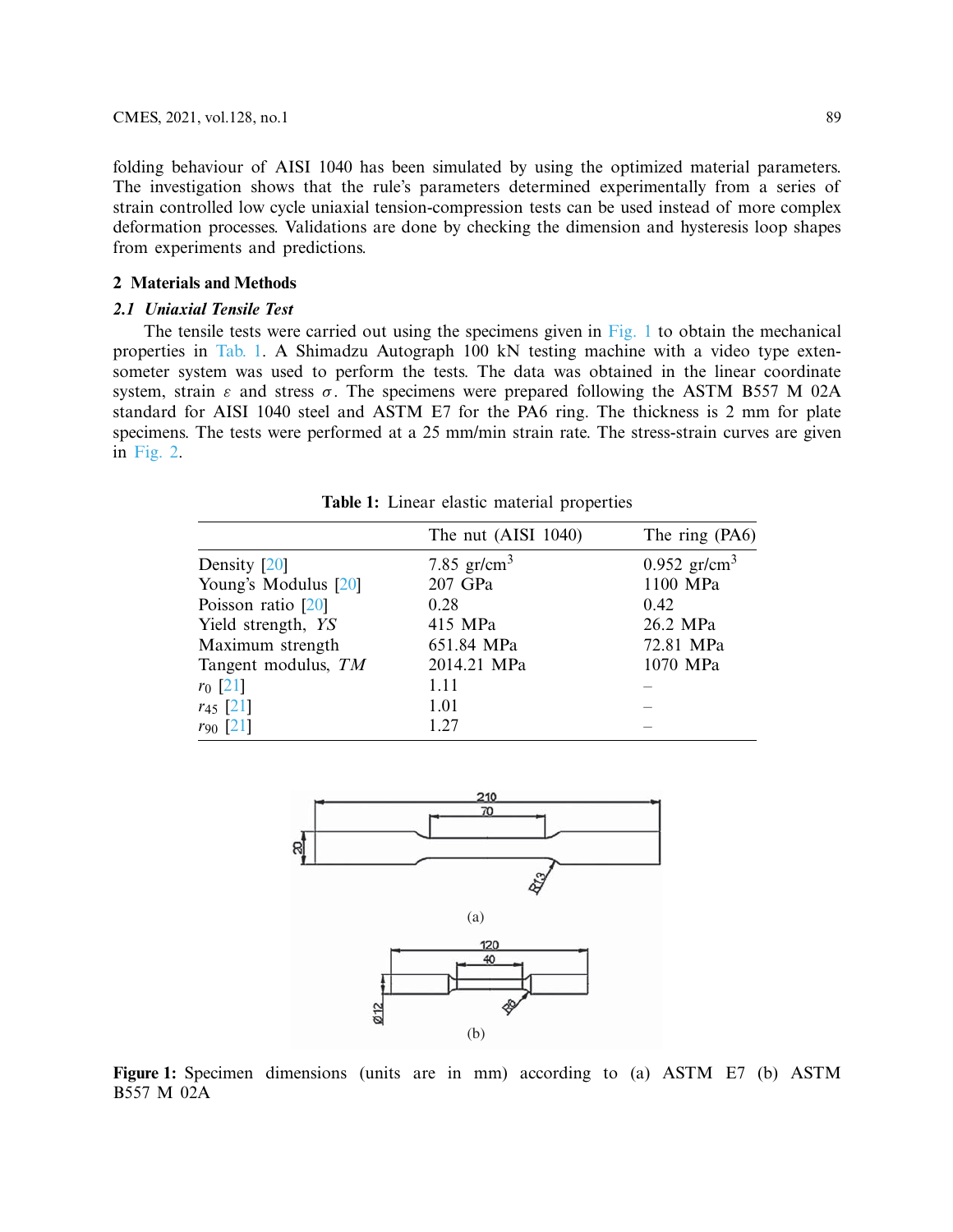folding behaviour of AISI 1040 has been simulated by using the optimized material parameters. The investigation shows that the rule's parameters determined experimentally from a series of strain controlled low cycle uniaxial tension-compression tests can be used instead of more complex deformation processes. Validations are done by checking the dimension and hysteresis loop shapes from experiments and predictions.

## 2 Materials and Methods

### 2.1 Uniaxial Tensile Test

The tensile tests were carried out using the specimens given in Fig. 1 to obtain the mechanical properties in Tab. 1. A Shimadzu Autograph 100 kN testing machine with a video type extensometer system was used to perform the tests. The data was obtained in the linear coordinate system, strain $\varepsilon$ and stress $\sigma$. The specimens were prepared following the ASTM B557 M 02A standard for AISI 1040 steel and ASTM E7 for the PA6 ring. The thickness is 2 mm for plate specimens. The tests were performed at a 25 mm/min strain rate. The stress-strain curves are given in Fig. 2.

**Table 1:** Linear elastic material properties

| | The nut (AISI 1040) | The ring (PA6) |
|---|---|---|
| Density [20] | 7.85 gr/cm$^3$ | 0.952 gr/cm$^3$ |
| Young's Modulus [20] | 207 GPa | 1100 MPa |
| Poisson ratio [20] | 0.28 | 0.42 |
| Yield strength, *YS* | 415 MPa | 26.2 MPa |
| Maximum strength | 651.84 MPa | 72.81 MPa |
| Tangent modulus, *TM* | 2014.21 MPa | 1070 MPa |
| $r_0$ [21] | 1.11 | – |
| $r_{45}$ [21] | 1.01 | – |
| $r_{90}$ [21] | 1.27 | – |

**Figure 1:** Specimen dimensions (units are in mm) according to (a) ASTM E7 (b) ASTM B557 M 02A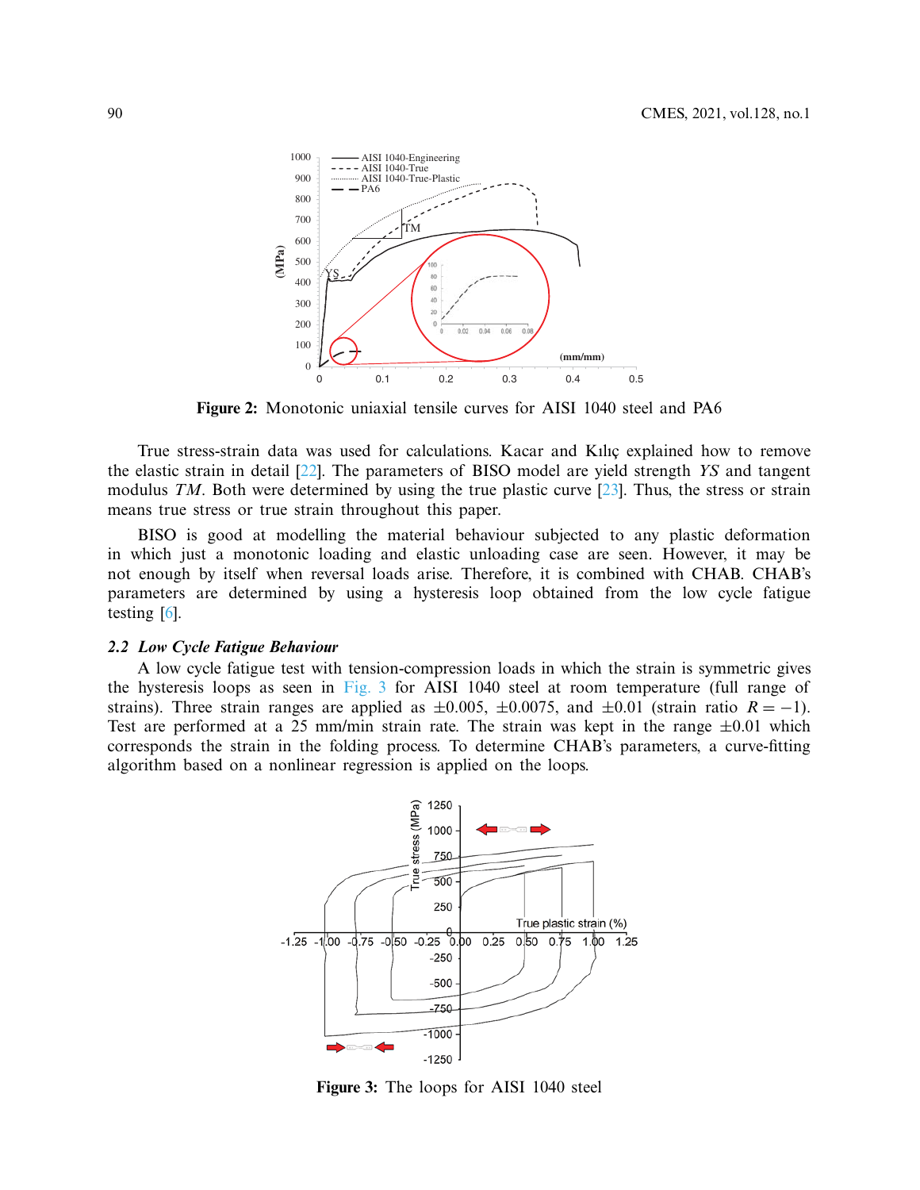Figure 2: Monotonic uniaxial tensile curves for AISI 1040 steel and PA6

True stress-strain data was used for calculations. Kacar and Kılıç explained how to remove the elastic strain in detail [22]. The parameters of BISO model are yield strength $YS$ and tangent modulus $TM$. Both were determined by using the true plastic curve [23]. Thus, the stress or strain means true stress or true strain throughout this paper.

BISO is good at modelling the material behaviour subjected to any plastic deformation in which just a monotonic loading and elastic unloading case are seen. However, it may be not enough by itself when reversal loads arise. Therefore, it is combined with CHAB. CHAB's parameters are determined by using a hysteresis loop obtained from the low cycle fatigue testing [6].

### 2.2 Low Cycle Fatigue Behaviour

A low cycle fatigue test with tension-compression loads in which the strain is symmetric gives the hysteresis loops as seen in Fig. 3 for AISI 1040 steel at room temperature (full range of strains). Three strain ranges are applied as $\pm 0.005$, $\pm 0.0075$, and $\pm 0.01$ (strain ratio $R = -1$). Test are performed at a 25 mm/min strain rate. The strain was kept in the range $\pm 0.01$ which corresponds the strain in the folding process. To determine CHAB's parameters, a curve-fitting algorithm based on a nonlinear regression is applied on the loops.

Figure 3: The loops for AISI 1040 steel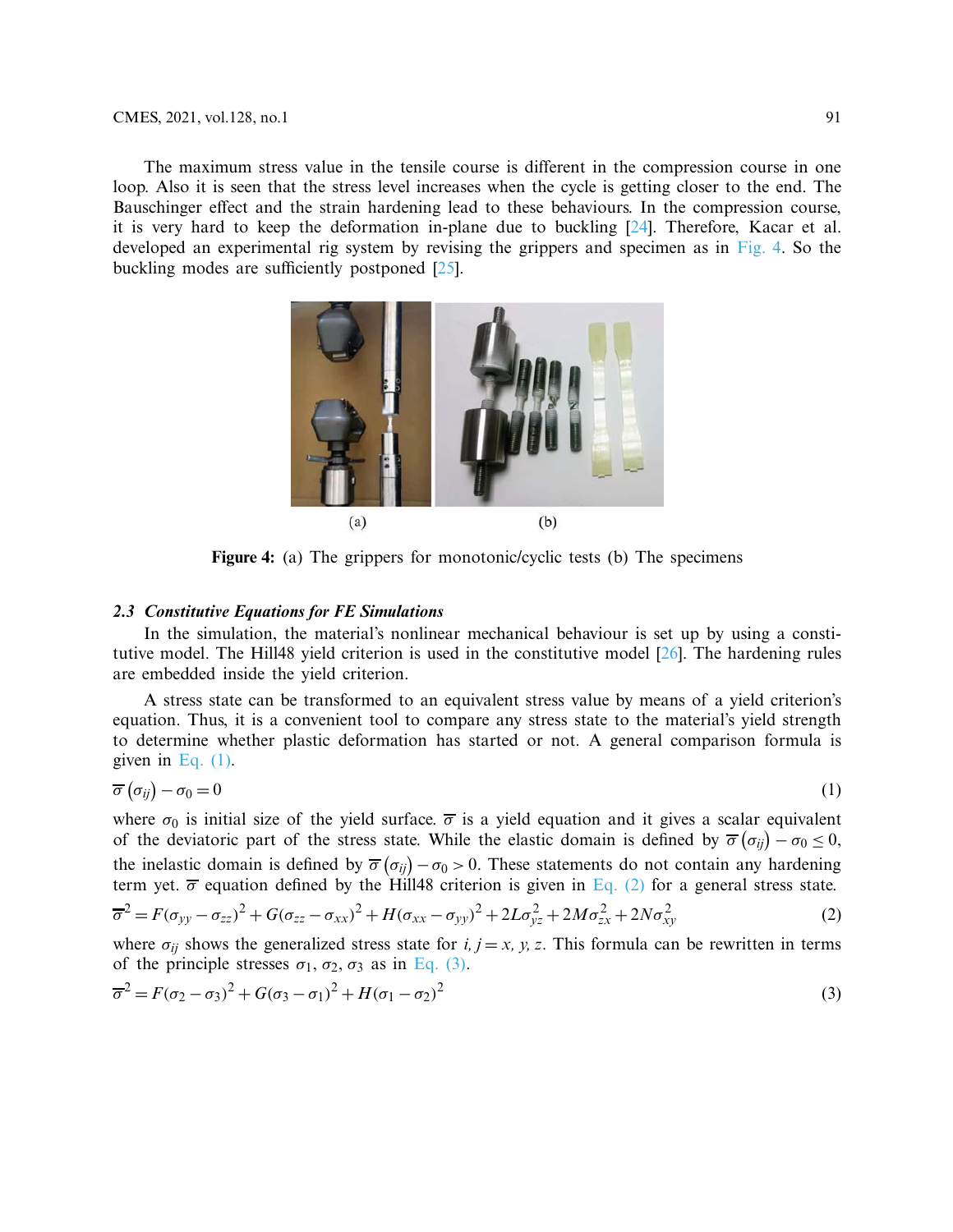The maximum stress value in the tensile course is different in the compression course in one loop. Also it is seen that the stress level increases when the cycle is getting closer to the end. The Bauschinger effect and the strain hardening lead to these behaviours. In the compression course, it is very hard to keep the deformation in-plane due to buckling [24]. Therefore, Kacar et al. developed an experimental rig system by revising the grippers and specimen as in Fig. 4. So the buckling modes are sufficiently postponed [25].

(a) (b)

**Figure 4:** (a) The grippers for monotonic/cyclic tests (b) The specimens

### 2.3 *Constitutive Equations for FE Simulations*

In the simulation, the material's nonlinear mechanical behaviour is set up by using a constitutive model. The Hill48 yield criterion is used in the constitutive model [26]. The hardening rules are embedded inside the yield criterion.

A stress state can be transformed to an equivalent stress value by means of a yield criterion's equation. Thus, it is a convenient tool to compare any stress state to the material's yield strength to determine whether plastic deformation has started or not. A general comparison formula is given in Eq. (1).

$$\overline{\sigma}\left(\sigma_{ij}\right) - \sigma_0 = 0 \tag{1}$$

where $\sigma_0$ is initial size of the yield surface. $\overline{\sigma}$ is a yield equation and it gives a scalar equivalent of the deviatoric part of the stress state. While the elastic domain is defined by $\overline{\sigma}\left(\sigma_{ij}\right) - \sigma_0 \leq 0$, the inelastic domain is defined by $\overline{\sigma}\left(\sigma_{ij}\right) - \sigma_0 > 0$. These statements do not contain any hardening term yet. $\overline{\sigma}$ equation defined by the Hill48 criterion is given in Eq. (2) for a general stress state.

$$\overline{\sigma}^2 = F(\sigma_{yy} - \sigma_{zz})^2 + G(\sigma_{zz} - \sigma_{xx})^2 + H(\sigma_{xx} - \sigma_{yy})^2 + 2L\sigma_{yz}^2 + 2M\sigma_{zx}^2 + 2N\sigma_{xy}^2 \tag{2}$$

where $\sigma_{ij}$ shows the generalized stress state for $i, j = x, y, z$. This formula can be rewritten in terms of the principle stresses $\sigma_1$, $\sigma_2$, $\sigma_3$ as in Eq. (3).

$$\overline{\sigma}^2 = F(\sigma_2 - \sigma_3)^2 + G(\sigma_3 - \sigma_1)^2 + H(\sigma_1 - \sigma_2)^2 \tag{3}$$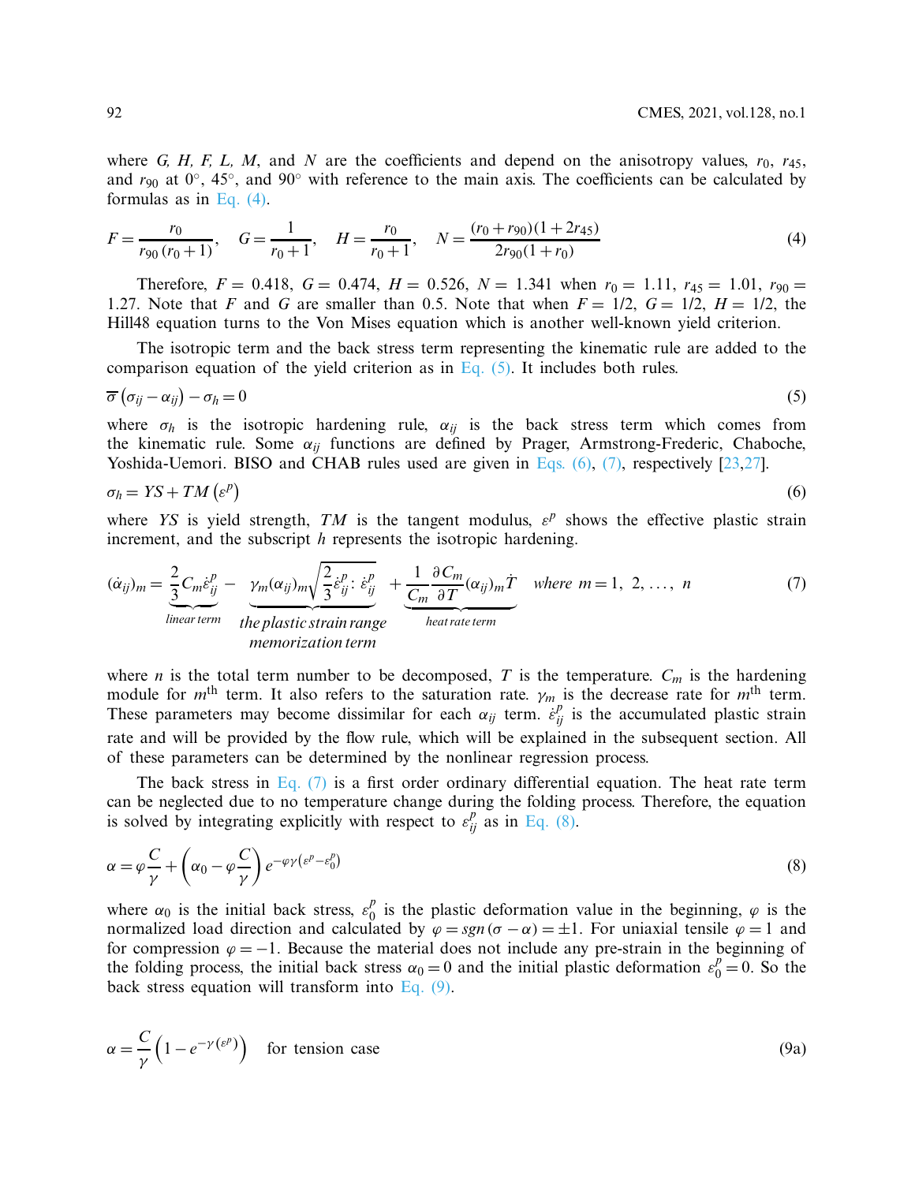where $G$, $H$, $F$, $L$, $M$, and $N$ are the coefficients and depend on the anisotropy values, $r_0$, $r_{45}$, and $r_{90}$ at 0°, 45°, and 90° with reference to the main axis. The coefficients can be calculated by formulas as in Eq. (4).

$$F = \frac{r_0}{r_{90}\,(r_0 + 1)}, \quad G = \frac{1}{r_0 + 1}, \quad H = \frac{r_0}{r_0 + 1}, \quad N = \frac{(r_0 + r_{90})(1 + 2r_{45})}{2r_{90}(1 + r_0)} \tag{4}$$

Therefore, $F = 0.418$, $G = 0.474$, $H = 0.526$, $N = 1.341$ when $r_0 = 1.11$, $r_{45} = 1.01$, $r_{90} = 1.27$. Note that $F$ and $G$ are smaller than 0.5. Note that when $F = 1/2$, $G = 1/2$, $H = 1/2$, the Hill48 equation turns to the Von Mises equation which is another well-known yield criterion.

The isotropic term and the back stress term representing the kinematic rule are added to the comparison equation of the yield criterion as in Eq. (5). It includes both rules.

$$\overline{\sigma}\left(\sigma_{ij} - \alpha_{ij}\right) - \sigma_h = 0 \tag{5}$$

where $\sigma_h$ is the isotropic hardening rule, $\alpha_{ij}$ is the back stress term which comes from the kinematic rule. Some $\alpha_{ij}$ functions are defined by Prager, Armstrong-Frederic, Chaboche, Yoshida-Uemori. BISO and CHAB rules used are given in Eqs. (6), (7), respectively [23,27].

$$\sigma_h = YS + TM\left(\varepsilon^p\right) \tag{6}$$

where $YS$ is yield strength, $TM$ is the tangent modulus, $\varepsilon^p$ shows the effective plastic strain increment, and the subscript $h$ represents the isotropic hardening.

$$(\dot{\alpha}_{ij})_m = \underbrace{\frac{2}{3} C_m \dot{\varepsilon}^p_{ij}}_{\text{linear term}} - \underbrace{\gamma_m (\alpha_{ij})_m \sqrt{\frac{2}{3} \dot{\varepsilon}^p_{ij} : \dot{\varepsilon}^p_{ij}}}_{\text{the plastic strain range memorization term}} + \underbrace{\frac{1}{C_m} \frac{\partial C_m}{\partial T} (\alpha_{ij})_m \dot{T}}_{\text{heat rate term}} \quad \text{where } m = 1,\ 2,\ \ldots,\ n \tag{7}$$

where $n$ is the total term number to be decomposed, $T$ is the temperature. $C_m$ is the hardening module for $m^{\text{th}}$ term. It also refers to the saturation rate. $\gamma_m$ is the decrease rate for $m^{\text{th}}$ term. These parameters may become dissimilar for each $\alpha_{ij}$ term. $\dot{\varepsilon}^p_{ij}$ is the accumulated plastic strain rate and will be provided by the flow rule, which will be explained in the subsequent section. All of these parameters can be determined by the nonlinear regression process.

The back stress in Eq. (7) is a first order ordinary differential equation. The heat rate term can be neglected due to no temperature change during the folding process. Therefore, the equation is solved by integrating explicitly with respect to $\varepsilon^p_{ij}$ as in Eq. (8).

$$\alpha = \varphi\frac{C}{\gamma} + \left(\alpha_0 - \varphi\frac{C}{\gamma}\right) e^{-\varphi\gamma\left(\varepsilon^p - \varepsilon^p_0\right)} \tag{8}$$

where $\alpha_0$ is the initial back stress, $\varepsilon^p_0$ is the plastic deformation value in the beginning, $\varphi$ is the normalized load direction and calculated by $\varphi = sgn\,(\sigma - \alpha) = \pm 1$. For uniaxial tensile $\varphi = 1$ and for compression $\varphi = -1$. Because the material does not include any pre-strain in the beginning of the folding process, the initial back stress $\alpha_0 = 0$ and the initial plastic deformation $\varepsilon^p_0 = 0$. So the back stress equation will transform into Eq. (9).

$$\alpha = \frac{C}{\gamma}\left(1 - e^{-\gamma\left(\varepsilon^p\right)}\right) \quad \text{for tension case} \tag{9a}$$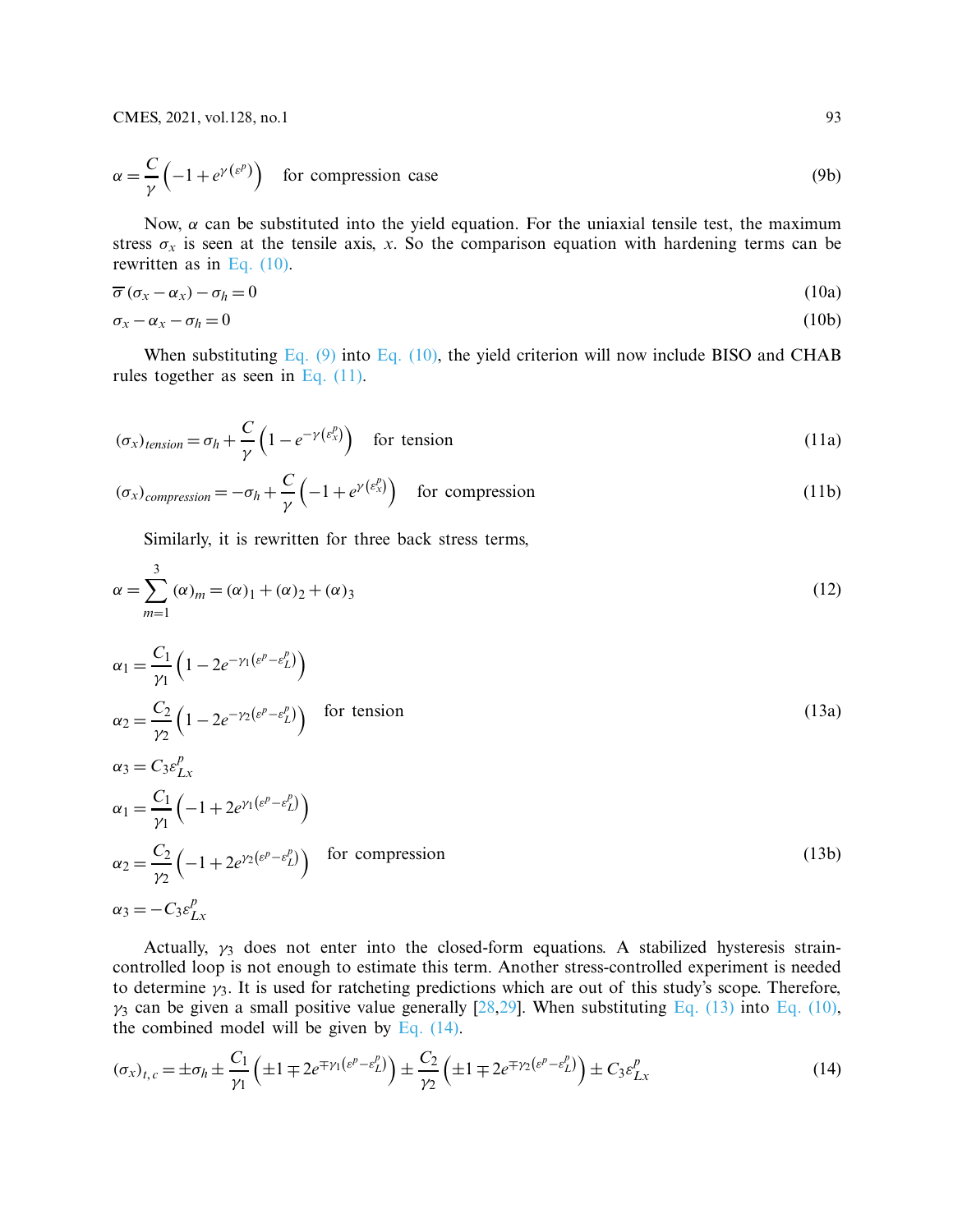$$\alpha = \frac{C}{\gamma}\left(-1 + e^{\gamma(\varepsilon^p)}\right) \quad \text{for compression case} \tag{9b}$$

Now, $\alpha$ can be substituted into the yield equation. For the uniaxial tensile test, the maximum stress $\sigma_x$ is seen at the tensile axis, $x$. So the comparison equation with hardening terms can be rewritten as in Eq. (10).

$$\overline{\sigma}\left(\sigma_x - \alpha_x\right) - \sigma_h = 0 \tag{10a}$$

$$\sigma_x - \alpha_x - \sigma_h = 0 \tag{10b}$$

When substituting Eq. (9) into Eq. (10), the yield criterion will now include BISO and CHAB rules together as seen in Eq. (11).

$$(\sigma_x)_{tension} = \sigma_h + \frac{C}{\gamma}\left(1 - e^{-\gamma\left(\varepsilon_x^p\right)}\right) \quad \text{for tension} \tag{11a}$$

$$(\sigma_x)_{compression} = -\sigma_h + \frac{C}{\gamma}\left(-1 + e^{\gamma\left(\varepsilon_x^p\right)}\right) \quad \text{for compression} \tag{11b}$$

Similarly, it is rewritten for three back stress terms,

$$\alpha = \sum_{m=1}^{3} (\alpha)_m = (\alpha)_1 + (\alpha)_2 + (\alpha)_3 \tag{12}$$

$$\begin{aligned}
\alpha_1 &= \frac{C_1}{\gamma_1}\left(1 - 2e^{-\gamma_1\left(\varepsilon^p - \varepsilon_L^p\right)}\right) \\
\alpha_2 &= \frac{C_2}{\gamma_2}\left(1 - 2e^{-\gamma_2\left(\varepsilon^p - \varepsilon_L^p\right)}\right) \quad \text{for tension} \\
\alpha_3 &= C_3 \varepsilon_{Lx}^p
\end{aligned} \tag{13a}$$

$$\begin{aligned}
\alpha_1 &= \frac{C_1}{\gamma_1}\left(-1 + 2e^{\gamma_1\left(\varepsilon^p - \varepsilon_L^p\right)}\right) \\
\alpha_2 &= \frac{C_2}{\gamma_2}\left(-1 + 2e^{\gamma_2\left(\varepsilon^p - \varepsilon_L^p\right)}\right) \quad \text{for compression} \\
\alpha_3 &= -C_3 \varepsilon_{Lx}^p
\end{aligned} \tag{13b}$$

Actually, $\gamma_3$ does not enter into the closed-form equations. A stabilized hysteresis strain-controlled loop is not enough to estimate this term. Another stress-controlled experiment is needed to determine $\gamma_3$. It is used for ratcheting predictions which are out of this study's scope. Therefore, $\gamma_3$ can be given a small positive value generally [28,29]. When substituting Eq. (13) into Eq. (10), the combined model will be given by Eq. (14).

$$(\sigma_x)_{t,c} = \pm\sigma_h \pm \frac{C_1}{\gamma_1}\left(\pm 1 \mp 2e^{\mp\gamma_1\left(\varepsilon^p - \varepsilon_L^p\right)}\right) \pm \frac{C_2}{\gamma_2}\left(\pm 1 \mp 2e^{\mp\gamma_2\left(\varepsilon^p - \varepsilon_L^p\right)}\right) \pm C_3 \varepsilon_{Lx}^p \tag{14}$$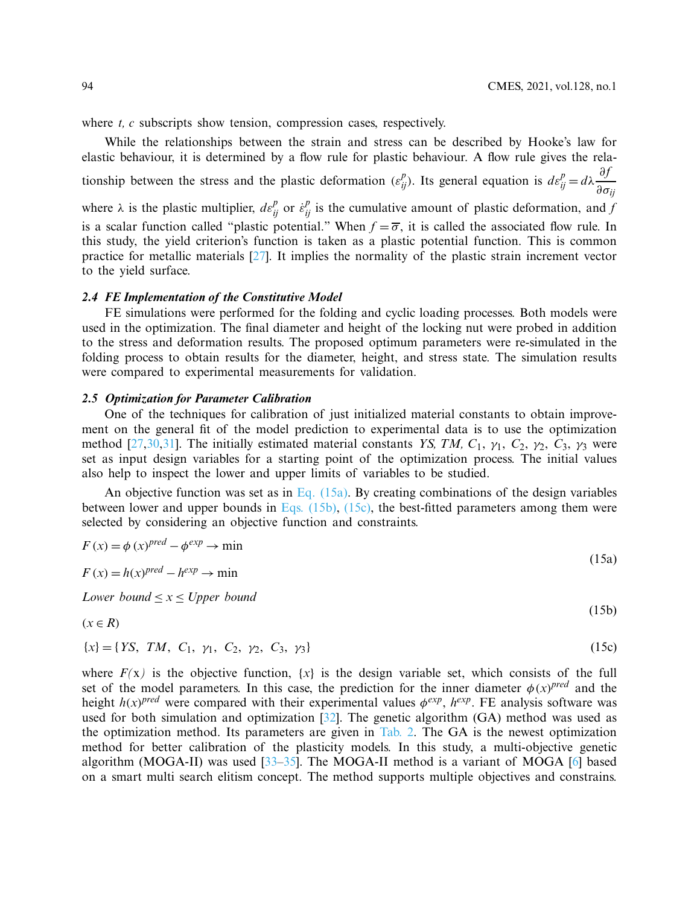where *t, c* subscripts show tension, compression cases, respectively.

While the relationships between the strain and stress can be described by Hooke's law for elastic behaviour, it is determined by a flow rule for plastic behaviour. A flow rule gives the relationship between the stress and the plastic deformation ($\varepsilon_{ij}^{p}$). Its general equation is $d\varepsilon_{ij}^{p} = d\lambda \dfrac{\partial f}{\partial \sigma_{ij}}$ where $\lambda$ is the plastic multiplier, $d\varepsilon_{ij}^{p}$ or $\dot{\varepsilon}_{ij}^{p}$ is the cumulative amount of plastic deformation, and $f$ is a scalar function called "plastic potential." When $f = \overline{\sigma}$, it is called the associated flow rule. In this study, the yield criterion's function is taken as a plastic potential function. This is common practice for metallic materials [27]. It implies the normality of the plastic strain increment vector to the yield surface.

### 2.4 FE Implementation of the Constitutive Model

FE simulations were performed for the folding and cyclic loading processes. Both models were used in the optimization. The final diameter and height of the locking nut were probed in addition to the stress and deformation results. The proposed optimum parameters were re-simulated in the folding process to obtain results for the diameter, height, and stress state. The simulation results were compared to experimental measurements for validation.

### 2.5 Optimization for Parameter Calibration

One of the techniques for calibration of just initialized material constants to obtain improvement on the general fit of the model prediction to experimental data is to use the optimization method [27,30,31]. The initially estimated material constants $YS$, $TM$, $C_1$, $\gamma_1$, $C_2$, $\gamma_2$, $C_3$, $\gamma_3$ were set as input design variables for a starting point of the optimization process. The initial values also help to inspect the lower and upper limits of variables to be studied.

An objective function was set as in Eq. (15a). By creating combinations of the design variables between lower and upper bounds in Eqs. (15b), (15c), the best-fitted parameters among them were selected by considering an objective function and constraints.

$$F(x) = \phi(x)^{pred} - \phi^{exp} \rightarrow \min$$
$$F(x) = h(x)^{pred} - h^{exp} \rightarrow \min \tag{15a}$$

$$Lower\ bound \leq x \leq Upper\ bound$$
$$(x \in R) \tag{15b}$$

$$\{x\} = \{YS,\ TM,\ C_1,\ \gamma_1,\ C_2,\ \gamma_2,\ C_3,\ \gamma_3\} \tag{15c}$$

where $F(x)$ is the objective function, $\{x\}$ is the design variable set, which consists of the full set of the model parameters. In this case, the prediction for the inner diameter $\phi(x)^{pred}$ and the height $h(x)^{pred}$ were compared with their experimental values $\phi^{exp}$, $h^{exp}$. FE analysis software was used for both simulation and optimization [32]. The genetic algorithm (GA) method was used as the optimization method. Its parameters are given in Tab. 2. The GA is the newest optimization method for better calibration of the plasticity models. In this study, a multi-objective genetic algorithm (MOGA-II) was used [33–35]. The MOGA-II method is a variant of MOGA [6] based on a smart multi search elitism concept. The method supports multiple objectives and constrains.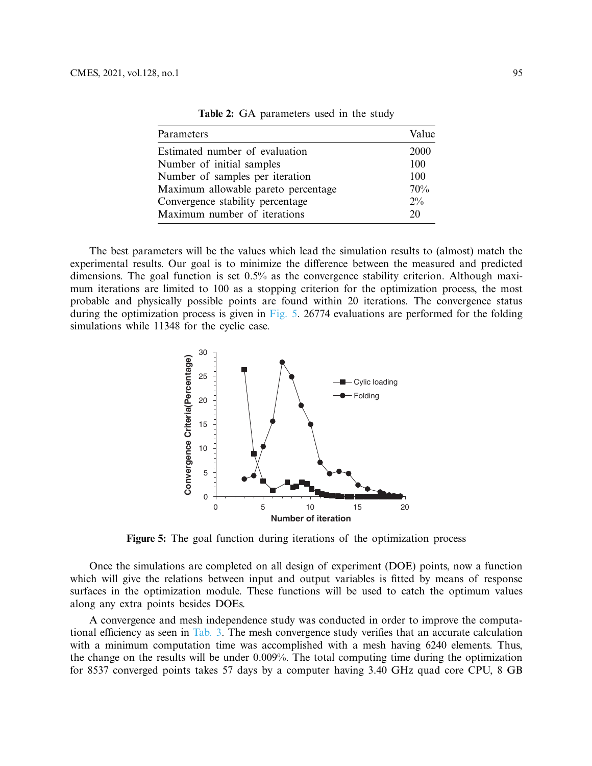**Table 2:** GA parameters used in the study

| Parameters | Value |
|---|---|
| Estimated number of evaluation | 2000 |
| Number of initial samples | 100 |
| Number of samples per iteration | 100 |
| Maximum allowable pareto percentage | 70% |
| Convergence stability percentage | 2% |
| Maximum number of iterations | 20 |

The best parameters will be the values which lead the simulation results to (almost) match the experimental results. Our goal is to minimize the difference between the measured and predicted dimensions. The goal function is set 0.5% as the convergence stability criterion. Although maximum iterations are limited to 100 as a stopping criterion for the optimization process, the most probable and physically possible points are found within 20 iterations. The convergence status during the optimization process is given in Fig. 5. 26774 evaluations are performed for the folding simulations while 11348 for the cyclic case.

**Figure 5:** The goal function during iterations of the optimization process

Once the simulations are completed on all design of experiment (DOE) points, now a function which will give the relations between input and output variables is fitted by means of response surfaces in the optimization module. These functions will be used to catch the optimum values along any extra points besides DOEs.

A convergence and mesh independence study was conducted in order to improve the computational efficiency as seen in Tab. 3. The mesh convergence study verifies that an accurate calculation with a minimum computation time was accomplished with a mesh having 6240 elements. Thus, the change on the results will be under 0.009%. The total computing time during the optimization for 8537 converged points takes 57 days by a computer having 3.40 GHz quad core CPU, 8 GB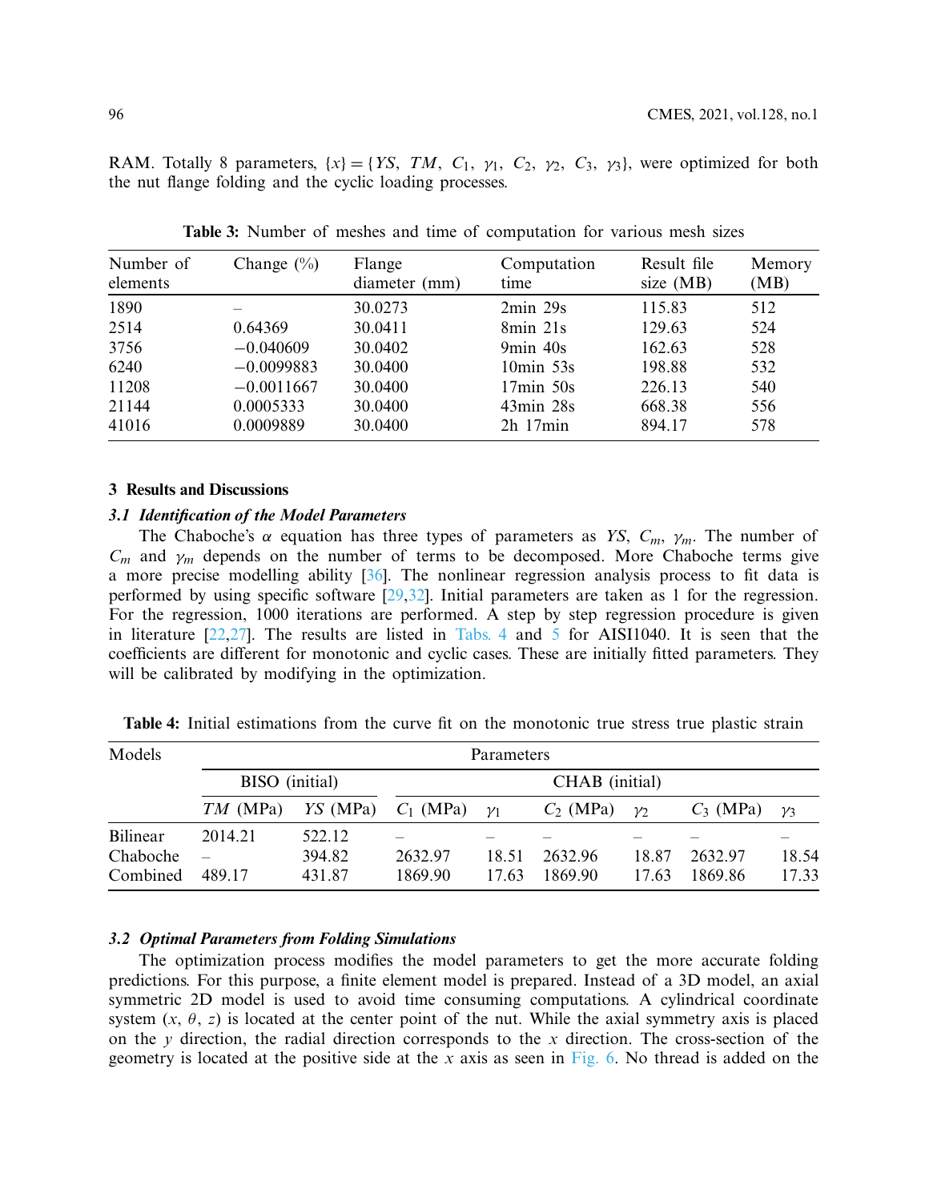RAM. Totally 8 parameters, $\{x\} = \{YS,\ TM,\ C_1,\ \gamma_1,\ C_2,\ \gamma_2,\ C_3,\ \gamma_3\}$, were optimized for both the nut flange folding and the cyclic loading processes.

**Table 3:** Number of meshes and time of computation for various mesh sizes

| Number of elements | Change (%) | Flange diameter (mm) | Computation time | Result file size (MB) | Memory (MB) |
|---|---|---|---|---|---|
| 1890 | – | 30.0273 | 2min 29s | 115.83 | 512 |
| 2514 | 0.64369 | 30.0411 | 8min 21s | 129.63 | 524 |
| 3756 | −0.040609 | 30.0402 | 9min 40s | 162.63 | 528 |
| 6240 | −0.0099883 | 30.0400 | 10min 53s | 198.88 | 532 |
| 11208 | −0.0011667 | 30.0400 | 17min 50s | 226.13 | 540 |
| 21144 | 0.0005333 | 30.0400 | 43min 28s | 668.38 | 556 |
| 41016 | 0.0009889 | 30.0400 | 2h 17min | 894.17 | 578 |

## 3 Results and Discussions

### 3.1 Identification of the Model Parameters

The Chaboche's $\alpha$ equation has three types of parameters as $YS$, $C_m$, $\gamma_m$. The number of $C_m$ and $\gamma_m$ depends on the number of terms to be decomposed. More Chaboche terms give a more precise modelling ability [36]. The nonlinear regression analysis process to fit data is performed by using specific software [29,32]. Initial parameters are taken as 1 for the regression. For the regression, 1000 iterations are performed. A step by step regression procedure is given in literature [22,27]. The results are listed in Tabs. 4 and 5 for AISI1040. It is seen that the coefficients are different for monotonic and cyclic cases. These are initially fitted parameters. They will be calibrated by modifying in the optimization.

**Table 4:** Initial estimations from the curve fit on the monotonic true stress true plastic strain

| Models | Parameters | | | | | | | |
|---|---|---|---|---|---|---|---|---|
| | BISO (initial) | | CHAB (initial) | | | | | |
| | $TM$ (MPa) | $YS$ (MPa) | $C_1$ (MPa) | $\gamma_1$ | $C_2$ (MPa) | $\gamma_2$ | $C_3$ (MPa) | $\gamma_3$ |
| Bilinear | 2014.21 | 522.12 | – | – | – | – | – | – |
| Chaboche | – | 394.82 | 2632.97 | 18.51 | 2632.96 | 18.87 | 2632.97 | 18.54 |
| Combined | 489.17 | 431.87 | 1869.90 | 17.63 | 1869.90 | 17.63 | 1869.86 | 17.33 |

### 3.2 Optimal Parameters from Folding Simulations

The optimization process modifies the model parameters to get the more accurate folding predictions. For this purpose, a finite element model is prepared. Instead of a 3D model, an axial symmetric 2D model is used to avoid time consuming computations. A cylindrical coordinate system $(x,\ \theta,\ z)$ is located at the center point of the nut. While the axial symmetry axis is placed on the $y$ direction, the radial direction corresponds to the $x$ direction. The cross-section of the geometry is located at the positive side at the $x$ axis as seen in Fig. 6. No thread is added on the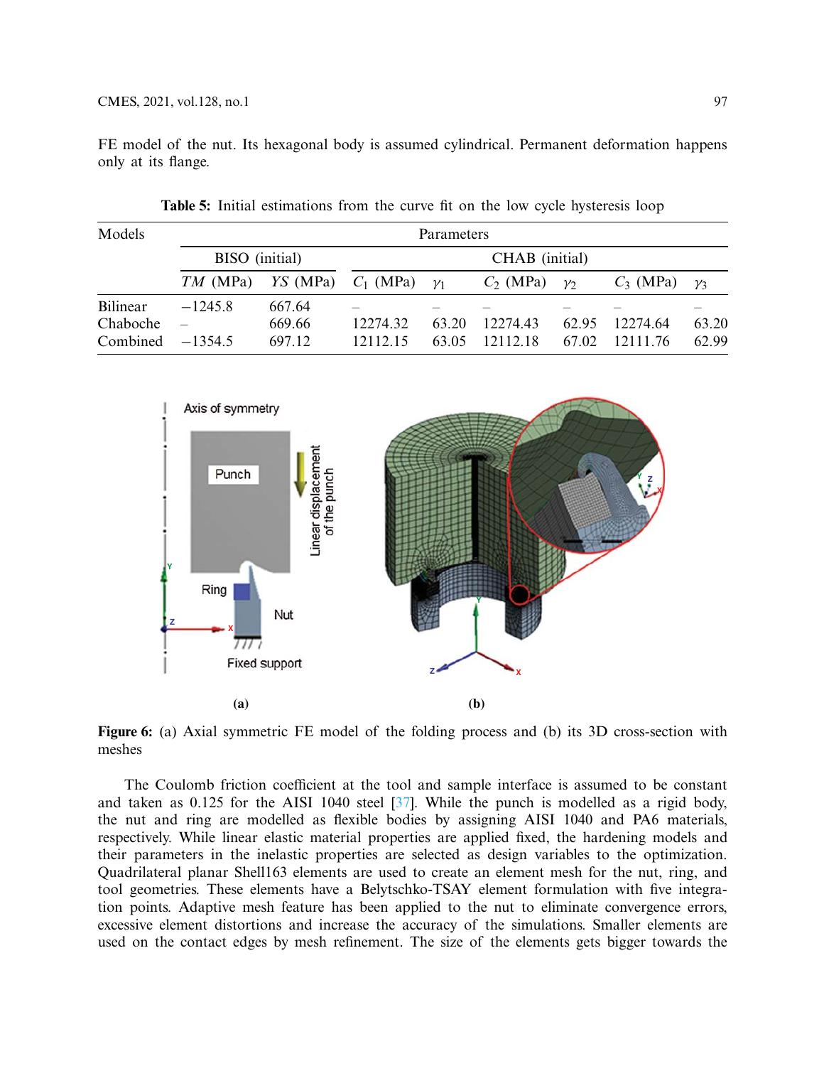FE model of the nut. Its hexagonal body is assumed cylindrical. Permanent deformation happens only at its flange.

**Table 5:** Initial estimations from the curve fit on the low cycle hysteresis loop

| Models | Parameters | | | | | | | |
|---|---|---|---|---|---|---|---|---|
| | BISO (initial) | | CHAB (initial) | | | | | |
| | *TM* (MPa) | *YS* (MPa) | $C_1$ (MPa) | $\gamma_1$ | $C_2$ (MPa) | $\gamma_2$ | $C_3$ (MPa) | $\gamma_3$ |
| Bilinear | −1245.8 | 667.64 | – | – | – | – | – | – |
| Chaboche | – | 669.66 | 12274.32 | 63.20 | 12274.43 | 62.95 | 12274.64 | 63.20 |
| Combined | −1354.5 | 697.12 | 12112.15 | 63.05 | 12112.18 | 67.02 | 12111.76 | 62.99 |

**Figure 6:** (a) Axial symmetric FE model of the folding process and (b) its 3D cross-section with meshes

The Coulomb friction coefficient at the tool and sample interface is assumed to be constant and taken as 0.125 for the AISI 1040 steel [37]. While the punch is modelled as a rigid body, the nut and ring are modelled as flexible bodies by assigning AISI 1040 and PA6 materials, respectively. While linear elastic material properties are applied fixed, the hardening models and their parameters in the inelastic properties are selected as design variables to the optimization. Quadrilateral planar Shell163 elements are used to create an element mesh for the nut, ring, and tool geometries. These elements have a Belytschko-TSAY element formulation with five integration points. Adaptive mesh feature has been applied to the nut to eliminate convergence errors, excessive element distortions and increase the accuracy of the simulations. Smaller elements are used on the contact edges by mesh refinement. The size of the elements gets bigger towards the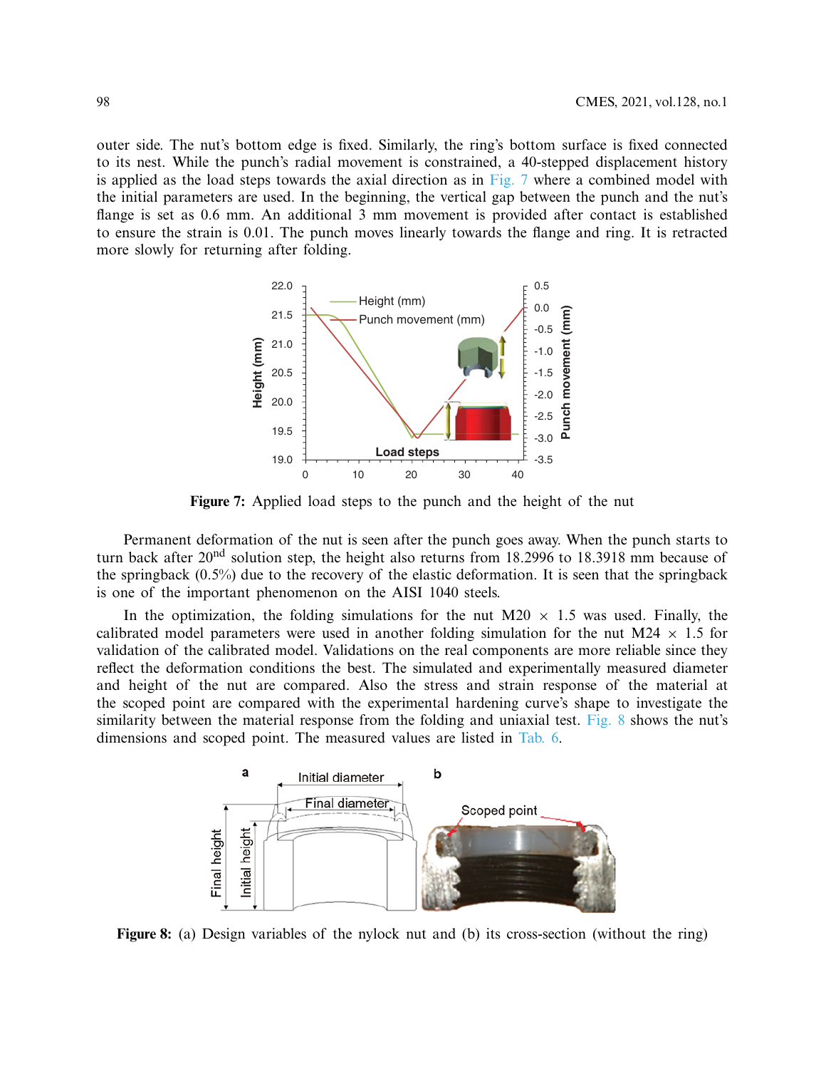outer side. The nut's bottom edge is fixed. Similarly, the ring's bottom surface is fixed connected to its nest. While the punch's radial movement is constrained, a 40-stepped displacement history is applied as the load steps towards the axial direction as in Fig. 7 where a combined model with the initial parameters are used. In the beginning, the vertical gap between the punch and the nut's flange is set as 0.6 mm. An additional 3 mm movement is provided after contact is established to ensure the strain is 0.01. The punch moves linearly towards the flange and ring. It is retracted more slowly for returning after folding.

**Figure 7:** Applied load steps to the punch and the height of the nut

Permanent deformation of the nut is seen after the punch goes away. When the punch starts to turn back after 20$^{\text{nd}}$ solution step, the height also returns from 18.2996 to 18.3918 mm because of the springback (0.5%) due to the recovery of the elastic deformation. It is seen that the springback is one of the important phenomenon on the AISI 1040 steels.

In the optimization, the folding simulations for the nut M20 × 1.5 was used. Finally, the calibrated model parameters were used in another folding simulation for the nut M24 × 1.5 for validation of the calibrated model. Validations on the real components are more reliable since they reflect the deformation conditions the best. The simulated and experimentally measured diameter and height of the nut are compared. Also the stress and strain response of the material at the scoped point are compared with the experimental hardening curve's shape to investigate the similarity between the material response from the folding and uniaxial test. Fig. 8 shows the nut's dimensions and scoped point. The measured values are listed in Tab. 6.

**Figure 8:** (a) Design variables of the nylock nut and (b) its cross-section (without the ring)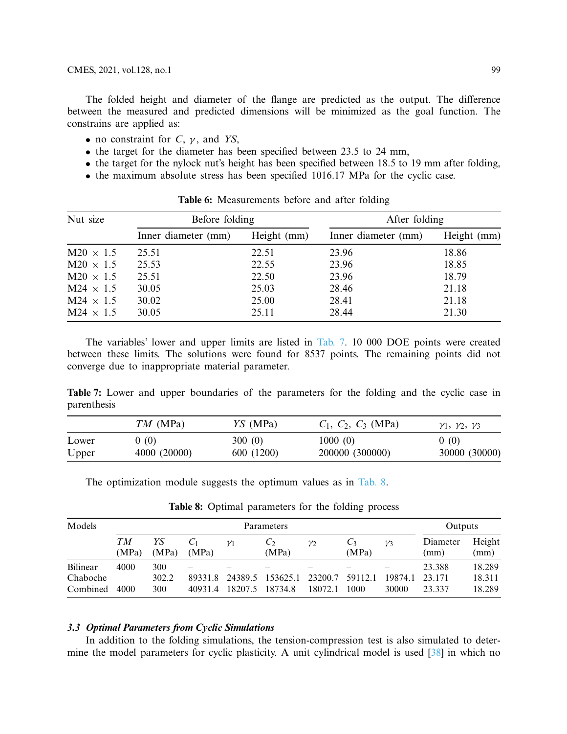The folded height and diameter of the flange are predicted as the output. The difference between the measured and predicted dimensions will be minimized as the goal function. The constrains are applied as:

- no constraint for $C$, $\gamma$, and $YS$,
- the target for the diameter has been specified between 23.5 to 24 mm,
- the target for the nylock nut's height has been specified between 18.5 to 19 mm after folding,
- the maximum absolute stress has been specified 1016.17 MPa for the cyclic case.

**Table 6:** Measurements before and after folding

| Nut size | Before folding | | After folding | |
|---|---|---|---|---|
| | Inner diameter (mm) | Height (mm) | Inner diameter (mm) | Height (mm) |
| M20 × 1.5 | 25.51 | 22.51 | 23.96 | 18.86 |
| M20 × 1.5 | 25.53 | 22.55 | 23.96 | 18.85 |
| M20 × 1.5 | 25.51 | 22.50 | 23.96 | 18.79 |
| M24 × 1.5 | 30.05 | 25.03 | 28.46 | 21.18 |
| M24 × 1.5 | 30.02 | 25.00 | 28.41 | 21.18 |
| M24 × 1.5 | 30.05 | 25.11 | 28.44 | 21.30 |

The variables' lower and upper limits are listed in Tab. 7. 10 000 DOE points were created between these limits. The solutions were found for 8537 points. The remaining points did not converge due to inappropriate material parameter.

**Table 7:** Lower and upper boundaries of the parameters for the folding and the cyclic case in parenthesis

| | $TM$ (MPa) | $YS$ (MPa) | $C_1$, $C_2$, $C_3$ (MPa) | $\gamma_1$, $\gamma_2$, $\gamma_3$ |
|---|---|---|---|---|
| Lower | 0 (0) | 300 (0) | 1000 (0) | 0 (0) |
| Upper | 4000 (20000) | 600 (1200) | 200000 (300000) | 30000 (30000) |

The optimization module suggests the optimum values as in Tab. 8.

**Table 8:** Optimal parameters for the folding process

| Models | Parameters | | | | | | | | Outputs | |
|---|---|---|---|---|---|---|---|---|---|---|
| | $TM$ (MPa) | $YS$ (MPa) | $C_1$ (MPa) | $\gamma_1$ | $C_2$ (MPa) | $\gamma_2$ | $C_3$ (MPa) | $\gamma_3$ | Diameter (mm) | Height (mm) |
| Bilinear | 4000 | 300 | – | – | – | – | – | – | 23.388 | 18.289 |
| Chaboche | | 302.2 | 89331.8 | 24389.5 | 153625.1 | 23200.7 | 59112.1 | 19874.1 | 23.171 | 18.311 |
| Combined | 4000 | 300 | 40931.4 | 18207.5 | 18734.8 | 18072.1 | 1000 | 30000 | 23.337 | 18.289 |

### *3.3 Optimal Parameters from Cyclic Simulations*

In addition to the folding simulations, the tension-compression test is also simulated to determine the model parameters for cyclic plasticity. A unit cylindrical model is used [38] in which no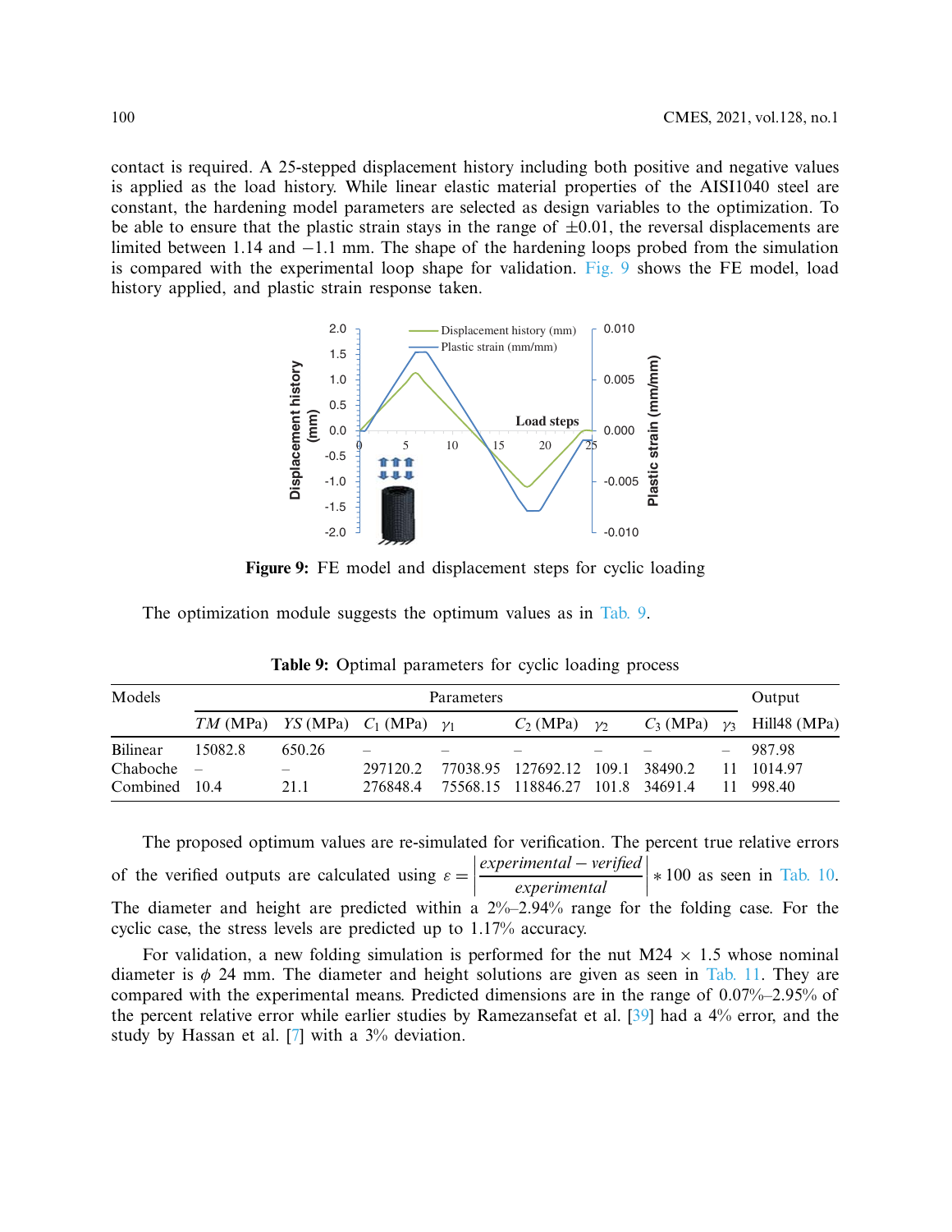contact is required. A 25-stepped displacement history including both positive and negative values is applied as the load history. While linear elastic material properties of the AISI1040 steel are constant, the hardening model parameters are selected as design variables to the optimization. To be able to ensure that the plastic strain stays in the range of ±0.01, the reversal displacements are limited between 1.14 and −1.1 mm. The shape of the hardening loops probed from the simulation is compared with the experimental loop shape for validation. Fig. 9 shows the FE model, load history applied, and plastic strain response taken.

**Figure 9:** FE model and displacement steps for cyclic loading

The optimization module suggests the optimum values as in Tab. 9.

**Table 9:** Optimal parameters for cyclic loading process

| Models | Parameters | | | | | | | | Output |
|---|---|---|---|---|---|---|---|---|---|
| | *TM* (MPa) | *YS* (MPa) | $C_1$ (MPa) | $\gamma_1$ | $C_2$ (MPa) | $\gamma_2$ | $C_3$ (MPa) | $\gamma_3$ | Hill48 (MPa) |
| Bilinear | 15082.8 | 650.26 | – | – | – | – | – | – | 987.98 |
| Chaboche | – | – | 297120.2 | 77038.95 | 127692.12 | 109.1 | 38490.2 | 11 | 1014.97 |
| Combined | 10.4 | 21.1 | 276848.4 | 75568.15 | 118846.27 | 101.8 | 34691.4 | 11 | 998.40 |

The proposed optimum values are re-simulated for verification. The percent true relative errors of the verified outputs are calculated using $\varepsilon = \left|\frac{experimental - verified}{experimental}\right| * 100$ as seen in Tab. 10. The diameter and height are predicted within a 2%–2.94% range for the folding case. For the cyclic case, the stress levels are predicted up to 1.17% accuracy.

For validation, a new folding simulation is performed for the nut M24 × 1.5 whose nominal diameter is $\phi$ 24 mm. The diameter and height solutions are given as seen in Tab. 11. They are compared with the experimental means. Predicted dimensions are in the range of 0.07%–2.95% of the percent relative error while earlier studies by Ramezansefat et al. [39] had a 4% error, and the study by Hassan et al. [7] with a 3% deviation.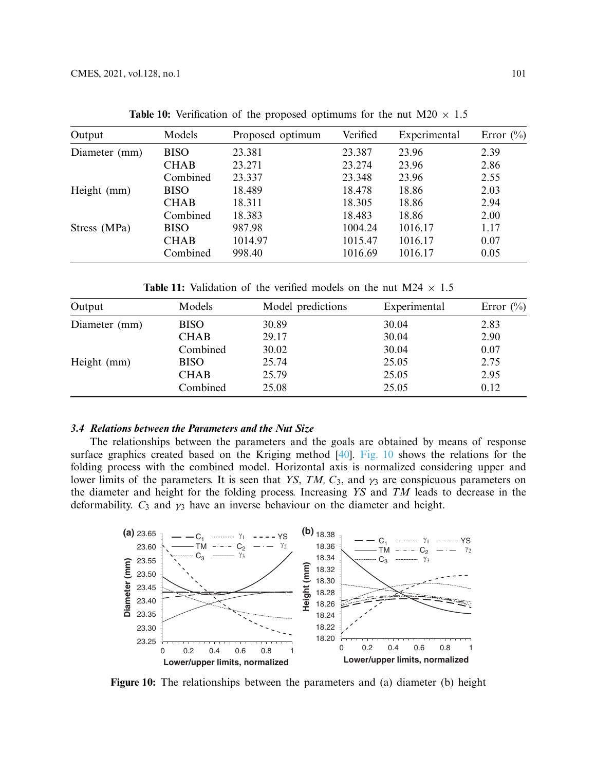**Table 10:** Verification of the proposed optimums for the nut M20 × 1.5

| Output | Models | Proposed optimum | Verified | Experimental | Error (%) |
|---|---|---|---|---|---|
| Diameter (mm) | BISO | 23.381 | 23.387 | 23.96 | 2.39 |
| | CHAB | 23.271 | 23.274 | 23.96 | 2.86 |
| | Combined | 23.337 | 23.348 | 23.96 | 2.55 |
| Height (mm) | BISO | 18.489 | 18.478 | 18.86 | 2.03 |
| | CHAB | 18.311 | 18.305 | 18.86 | 2.94 |
| | Combined | 18.383 | 18.483 | 18.86 | 2.00 |
| Stress (MPa) | BISO | 987.98 | 1004.24 | 1016.17 | 1.17 |
| | CHAB | 1014.97 | 1015.47 | 1016.17 | 0.07 |
| | Combined | 998.40 | 1016.69 | 1016.17 | 0.05 |

**Table 11:** Validation of the verified models on the nut M24 × 1.5

| Output | Models | Model predictions | Experimental | Error (%) |
|---|---|---|---|---|
| Diameter (mm) | BISO | 30.89 | 30.04 | 2.83 |
| | CHAB | 29.17 | 30.04 | 2.90 |
| | Combined | 30.02 | 30.04 | 0.07 |
| Height (mm) | BISO | 25.74 | 25.05 | 2.75 |
| | CHAB | 25.79 | 25.05 | 2.95 |
| | Combined | 25.08 | 25.05 | 0.12 |

### *3.4 Relations between the Parameters and the Nut Size*

The relationships between the parameters and the goals are obtained by means of response surface graphics created based on the Kriging method [40]. Fig. 10 shows the relations for the folding process with the combined model. Horizontal axis is normalized considering upper and lower limits of the parameters. It is seen that $YS$, $TM$, $C_3$, and $\gamma_3$ are conspicuous parameters on the diameter and height for the folding process. Increasing $YS$ and $TM$ leads to decrease in the deformability. $C_3$ and $\gamma_3$ have an inverse behaviour on the diameter and height.

**Figure 10:** The relationships between the parameters and (a) diameter (b) height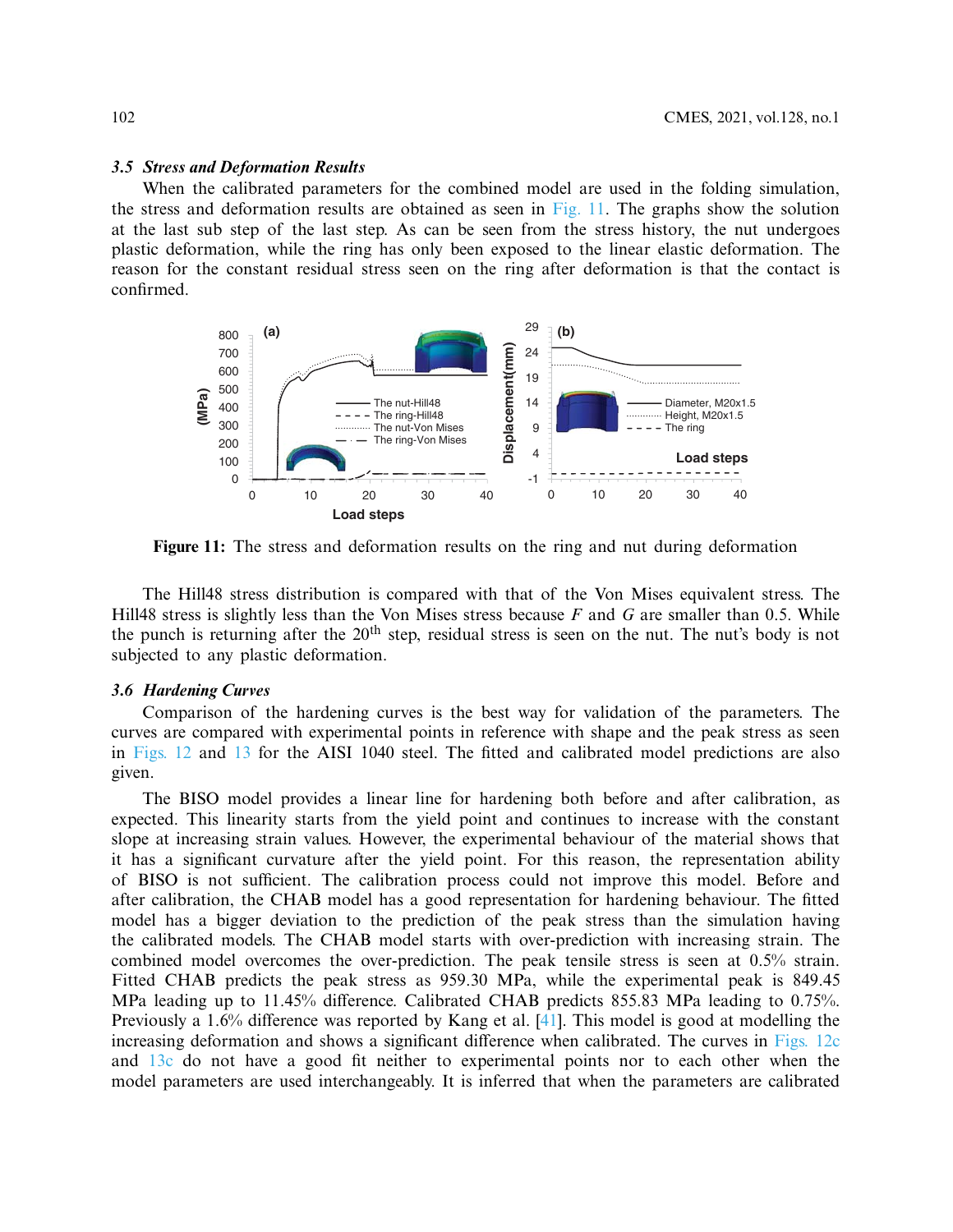### 3.5 Stress and Deformation Results

When the calibrated parameters for the combined model are used in the folding simulation, the stress and deformation results are obtained as seen in Fig. 11. The graphs show the solution at the last sub step of the last step. As can be seen from the stress history, the nut undergoes plastic deformation, while the ring has only been exposed to the linear elastic deformation. The reason for the constant residual stress seen on the ring after deformation is that the contact is confirmed.

**Figure 11:** The stress and deformation results on the ring and nut during deformation

The Hill48 stress distribution is compared with that of the Von Mises equivalent stress. The Hill48 stress is slightly less than the Von Mises stress because $F$ and $G$ are smaller than 0.5. While the punch is returning after the 20$^{th}$ step, residual stress is seen on the nut. The nut's body is not subjected to any plastic deformation.

### 3.6 Hardening Curves

Comparison of the hardening curves is the best way for validation of the parameters. The curves are compared with experimental points in reference with shape and the peak stress as seen in Figs. 12 and 13 for the AISI 1040 steel. The fitted and calibrated model predictions are also given.

The BISO model provides a linear line for hardening both before and after calibration, as expected. This linearity starts from the yield point and continues to increase with the constant slope at increasing strain values. However, the experimental behaviour of the material shows that it has a significant curvature after the yield point. For this reason, the representation ability of BISO is not sufficient. The calibration process could not improve this model. Before and after calibration, the CHAB model has a good representation for hardening behaviour. The fitted model has a bigger deviation to the prediction of the peak stress than the simulation having the calibrated models. The CHAB model starts with over-prediction with increasing strain. The combined model overcomes the over-prediction. The peak tensile stress is seen at 0.5% strain. Fitted CHAB predicts the peak stress as 959.30 MPa, while the experimental peak is 849.45 MPa leading up to 11.45% difference. Calibrated CHAB predicts 855.83 MPa leading to 0.75%. Previously a 1.6% difference was reported by Kang et al. [41]. This model is good at modelling the increasing deformation and shows a significant difference when calibrated. The curves in Figs. 12c and 13c do not have a good fit neither to experimental points nor to each other when the model parameters are used interchangeably. It is inferred that when the parameters are calibrated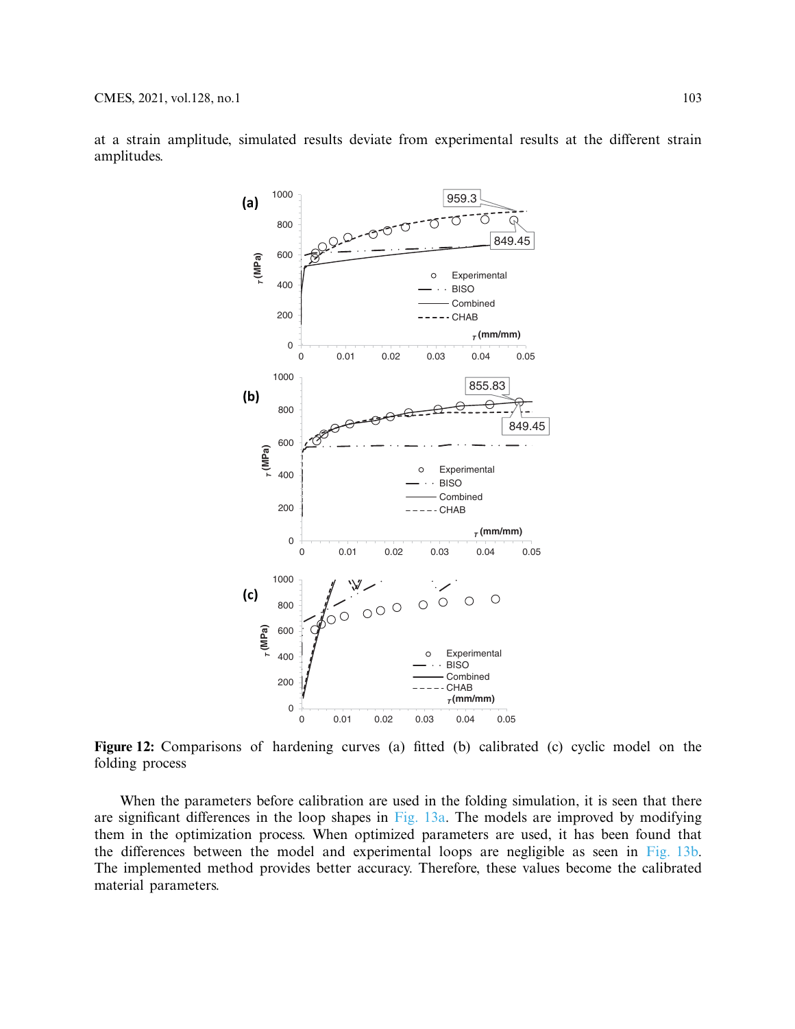at a strain amplitude, simulated results deviate from experimental results at the different strain amplitudes.

Figure 12: Comparisons of hardening curves (a) fitted (b) calibrated (c) cyclic model on the folding process

When the parameters before calibration are used in the folding simulation, it is seen that there are significant differences in the loop shapes in Fig. 13a. The models are improved by modifying them in the optimization process. When optimized parameters are used, it has been found that the differences between the model and experimental loops are negligible as seen in Fig. 13b. The implemented method provides better accuracy. Therefore, these values become the calibrated material parameters.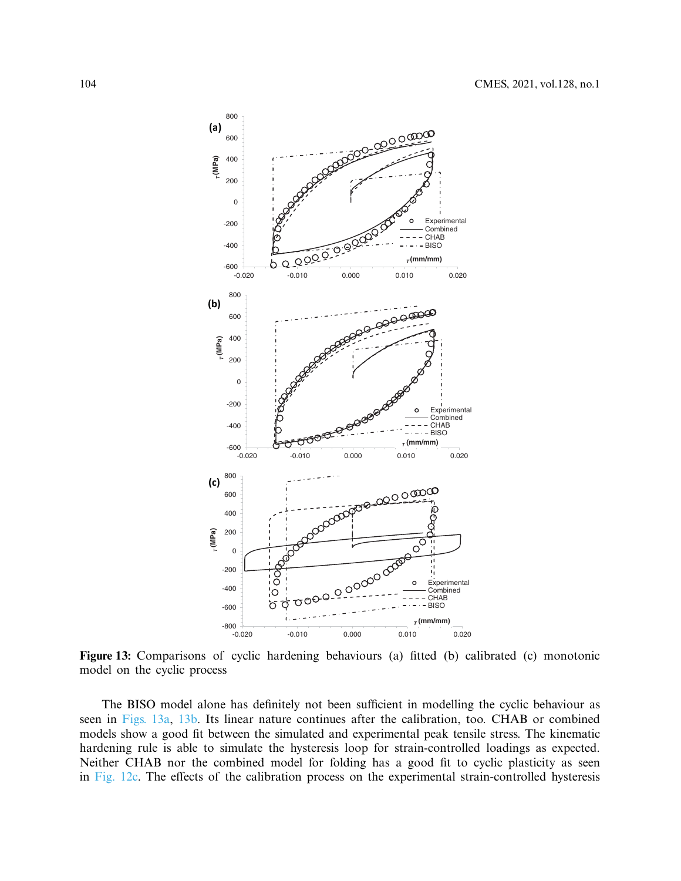Figure 13: Comparisons of cyclic hardening behaviours (a) fitted (b) calibrated (c) monotonic model on the cyclic process

The BISO model alone has definitely not been sufficient in modelling the cyclic behaviour as seen in Figs. 13a, 13b. Its linear nature continues after the calibration, too. CHAB or combined models show a good fit between the simulated and experimental peak tensile stress. The kinematic hardening rule is able to simulate the hysteresis loop for strain-controlled loadings as expected. Neither CHAB nor the combined model for folding has a good fit to cyclic plasticity as seen in Fig. 12c. The effects of the calibration process on the experimental strain-controlled hysteresis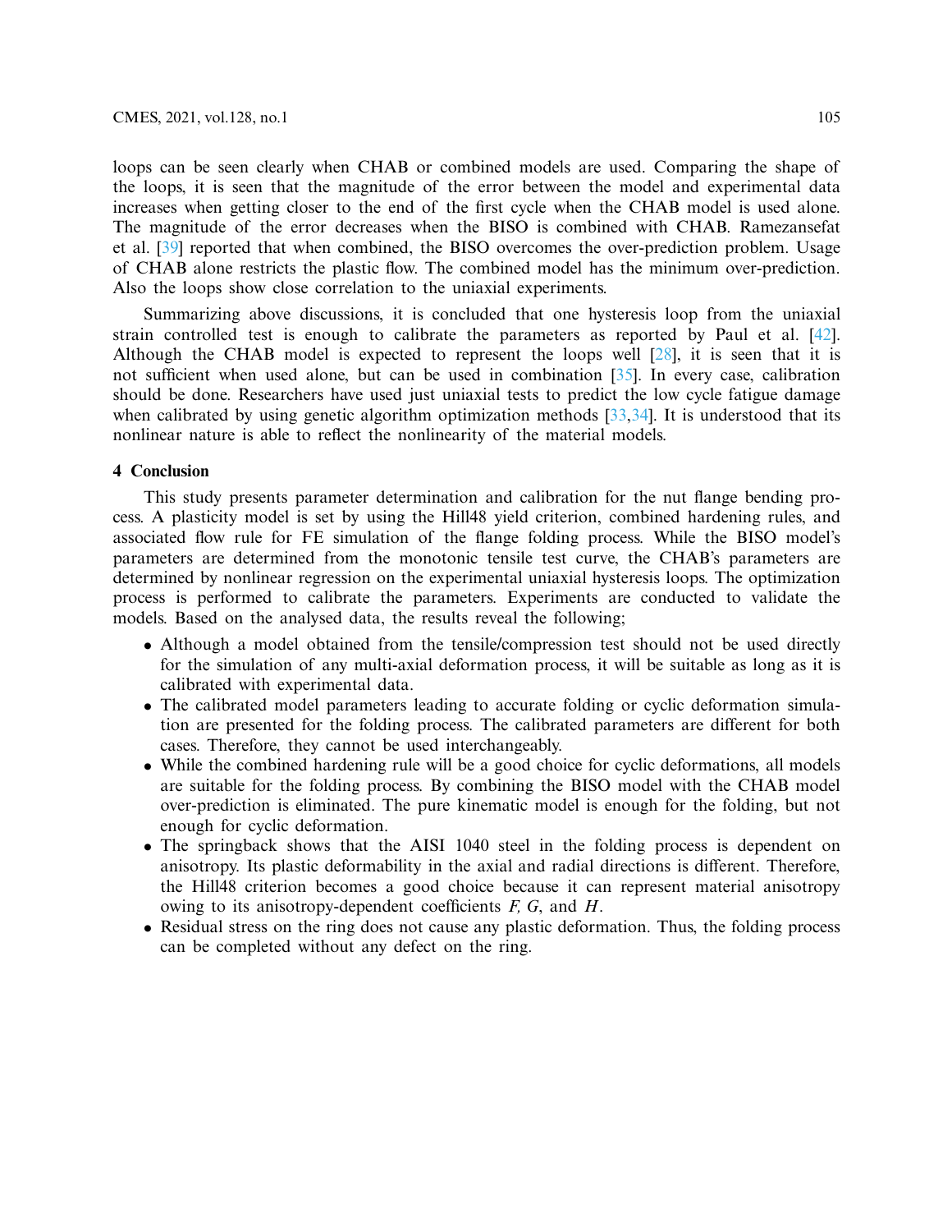loops can be seen clearly when CHAB or combined models are used. Comparing the shape of the loops, it is seen that the magnitude of the error between the model and experimental data increases when getting closer to the end of the first cycle when the CHAB model is used alone. The magnitude of the error decreases when the BISO is combined with CHAB. Ramezansefat et al. [39] reported that when combined, the BISO overcomes the over-prediction problem. Usage of CHAB alone restricts the plastic flow. The combined model has the minimum over-prediction. Also the loops show close correlation to the uniaxial experiments.

Summarizing above discussions, it is concluded that one hysteresis loop from the uniaxial strain controlled test is enough to calibrate the parameters as reported by Paul et al. [42]. Although the CHAB model is expected to represent the loops well [28], it is seen that it is not sufficient when used alone, but can be used in combination [35]. In every case, calibration should be done. Researchers have used just uniaxial tests to predict the low cycle fatigue damage when calibrated by using genetic algorithm optimization methods [33,34]. It is understood that its nonlinear nature is able to reflect the nonlinearity of the material models.

## 4 Conclusion

This study presents parameter determination and calibration for the nut flange bending process. A plasticity model is set by using the Hill48 yield criterion, combined hardening rules, and associated flow rule for FE simulation of the flange folding process. While the BISO model's parameters are determined from the monotonic tensile test curve, the CHAB's parameters are determined by nonlinear regression on the experimental uniaxial hysteresis loops. The optimization process is performed to calibrate the parameters. Experiments are conducted to validate the models. Based on the analysed data, the results reveal the following;

- Although a model obtained from the tensile/compression test should not be used directly for the simulation of any multi-axial deformation process, it will be suitable as long as it is calibrated with experimental data.
- The calibrated model parameters leading to accurate folding or cyclic deformation simulation are presented for the folding process. The calibrated parameters are different for both cases. Therefore, they cannot be used interchangeably.
- While the combined hardening rule will be a good choice for cyclic deformations, all models are suitable for the folding process. By combining the BISO model with the CHAB model over-prediction is eliminated. The pure kinematic model is enough for the folding, but not enough for cyclic deformation.
- The springback shows that the AISI 1040 steel in the folding process is dependent on anisotropy. Its plastic deformability in the axial and radial directions is different. Therefore, the Hill48 criterion becomes a good choice because it can represent material anisotropy owing to its anisotropy-dependent coefficients $F$, $G$, and $H$.
- Residual stress on the ring does not cause any plastic deformation. Thus, the folding process can be completed without any defect on the ring.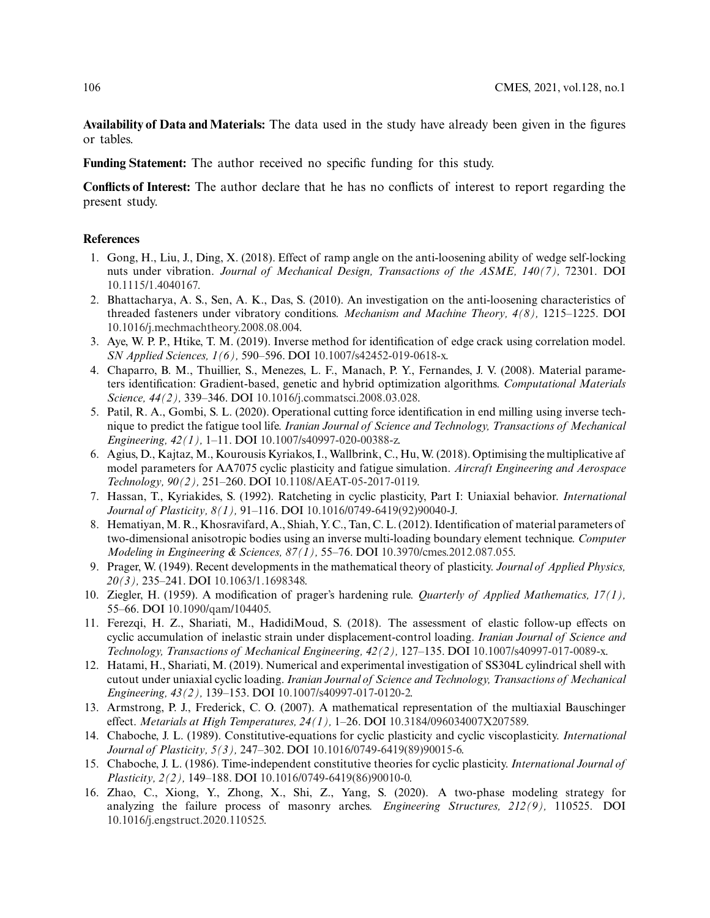**Availability of Data and Materials:** The data used in the study have already been given in the figures or tables.

**Funding Statement:** The author received no specific funding for this study.

**Conflicts of Interest:** The author declare that he has no conflicts of interest to report regarding the present study.

## References

1. Gong, H., Liu, J., Ding, X. (2018). Effect of ramp angle on the anti-loosening ability of wedge self-locking nuts under vibration. *Journal of Mechanical Design, Transactions of the ASME, 140(7),* 72301. DOI 10.1115/1.4040167.
2. Bhattacharya, A. S., Sen, A. K., Das, S. (2010). An investigation on the anti-loosening characteristics of threaded fasteners under vibratory conditions. *Mechanism and Machine Theory, 4(8),* 1215–1225. DOI 10.1016/j.mechmachtheory.2008.08.004.
3. Aye, W. P. P., Htike, T. M. (2019). Inverse method for identification of edge crack using correlation model. *SN Applied Sciences, 1(6),* 590–596. DOI 10.1007/s42452-019-0618-x.
4. Chaparro, B. M., Thuillier, S., Menezes, L. F., Manach, P. Y., Fernandes, J. V. (2008). Material parameters identification: Gradient-based, genetic and hybrid optimization algorithms. *Computational Materials Science, 44(2),* 339–346. DOI 10.1016/j.commatsci.2008.03.028.
5. Patil, R. A., Gombi, S. L. (2020). Operational cutting force identification in end milling using inverse technique to predict the fatigue tool life. *Iranian Journal of Science and Technology, Transactions of Mechanical Engineering, 42(1),* 1–11. DOI 10.1007/s40997-020-00388-z.
6. Agius, D., Kajtaz, M., Kourousis Kyriakos, I., Wallbrink, C., Hu, W. (2018). Optimising the multiplicative af model parameters for AA7075 cyclic plasticity and fatigue simulation. *Aircraft Engineering and Aerospace Technology, 90(2),* 251–260. DOI 10.1108/AEAT-05-2017-0119.
7. Hassan, T., Kyriakides, S. (1992). Ratcheting in cyclic plasticity, Part I: Uniaxial behavior. *International Journal of Plasticity, 8(1),* 91–116. DOI 10.1016/0749-6419(92)90040-J.
8. Hematiyan, M. R., Khosravifard, A., Shiah, Y. C., Tan, C. L. (2012). Identification of material parameters of two-dimensional anisotropic bodies using an inverse multi-loading boundary element technique. *Computer Modeling in Engineering & Sciences, 87(1),* 55–76. DOI 10.3970/cmes.2012.087.055.
9. Prager, W. (1949). Recent developments in the mathematical theory of plasticity. *Journal of Applied Physics, 20(3),* 235–241. DOI 10.1063/1.1698348.
10. Ziegler, H. (1959). A modification of prager's hardening rule. *Quarterly of Applied Mathematics, 17(1),* 55–66. DOI 10.1090/qam/104405.
11. Ferezqi, H. Z., Shariati, M., HadidiMoud, S. (2018). The assessment of elastic follow-up effects on cyclic accumulation of inelastic strain under displacement-control loading. *Iranian Journal of Science and Technology, Transactions of Mechanical Engineering, 42(2),* 127–135. DOI 10.1007/s40997-017-0089-x.
12. Hatami, H., Shariati, M. (2019). Numerical and experimental investigation of SS304L cylindrical shell with cutout under uniaxial cyclic loading. *Iranian Journal of Science and Technology, Transactions of Mechanical Engineering, 43(2),* 139–153. DOI 10.1007/s40997-017-0120-2.
13. Armstrong, P. J., Frederick, C. O. (2007). A mathematical representation of the multiaxial Bauschinger effect. *Metarials at High Temperatures, 24(1),* 1–26. DOI 10.3184/096034007X207589.
14. Chaboche, J. L. (1989). Constitutive-equations for cyclic plasticity and cyclic viscoplasticity. *International Journal of Plasticity, 5(3),* 247–302. DOI 10.1016/0749-6419(89)90015-6.
15. Chaboche, J. L. (1986). Time-independent constitutive theories for cyclic plasticity. *International Journal of Plasticity, 2(2),* 149–188. DOI 10.1016/0749-6419(86)90010-0.
16. Zhao, C., Xiong, Y., Zhong, X., Shi, Z., Yang, S. (2020). A two-phase modeling strategy for analyzing the failure process of masonry arches. *Engineering Structures, 212(9),* 110525. DOI 10.1016/j.engstruct.2020.110525.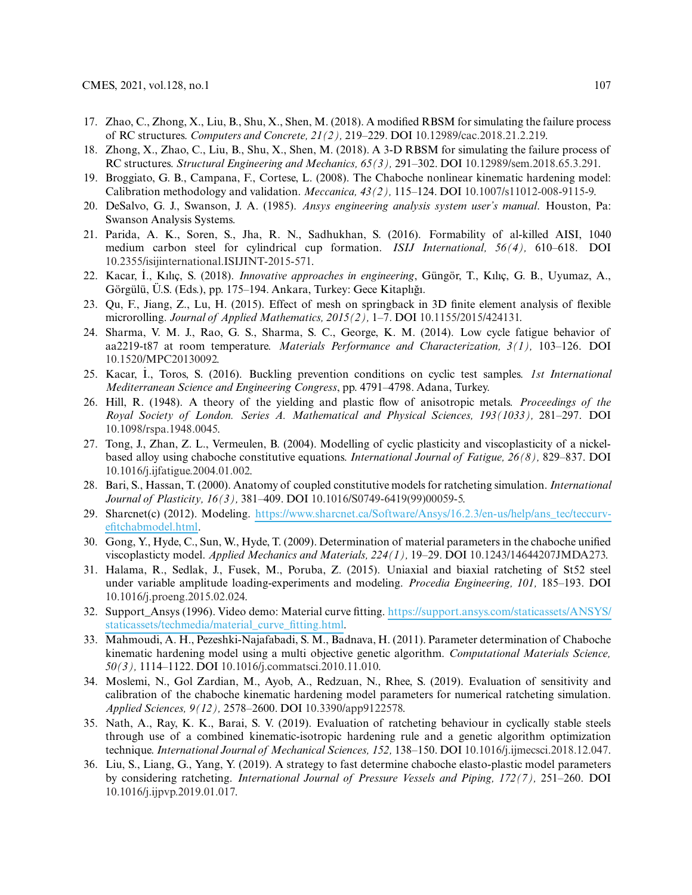17. Zhao, C., Zhong, X., Liu, B., Shu, X., Shen, M. (2018). A modified RBSM for simulating the failure process of RC structures. *Computers and Concrete, 21(2),* 219–229. DOI 10.12989/cac.2018.21.2.219.
18. Zhong, X., Zhao, C., Liu, B., Shu, X., Shen, M. (2018). A 3-D RBSM for simulating the failure process of RC structures. *Structural Engineering and Mechanics, 65(3),* 291–302. DOI 10.12989/sem.2018.65.3.291.
19. Broggiato, G. B., Campana, F., Cortese, L. (2008). The Chaboche nonlinear kinematic hardening model: Calibration methodology and validation. *Meccanica, 43(2),* 115–124. DOI 10.1007/s11012-008-9115-9.
20. DeSalvo, G. J., Swanson, J. A. (1985). *Ansys engineering analysis system user's manual*. Houston, Pa: Swanson Analysis Systems.
21. Parida, A. K., Soren, S., Jha, R. N., Sadhukhan, S. (2016). Formability of al-killed AISI, 1040 medium carbon steel for cylindrical cup formation. *ISIJ International, 56(4),* 610–618. DOI 10.2355/isijinternational.ISIJINT-2015-571.
22. Kacar, İ., Kılıç, S. (2018). *Innovative approaches in engineering*, Güngör, T., Kılıç, G. B., Uyumaz, A., Görgülü, Ü.S. (Eds.), pp. 175–194. Ankara, Turkey: Gece Kitaplığı.
23. Qu, F., Jiang, Z., Lu, H. (2015). Effect of mesh on springback in 3D finite element analysis of flexible microrolling. *Journal of Applied Mathematics, 2015(2),* 1–7. DOI 10.1155/2015/424131.
24. Sharma, V. M. J., Rao, G. S., Sharma, S. C., George, K. M. (2014). Low cycle fatigue behavior of aa2219-t87 at room temperature. *Materials Performance and Characterization, 3(1),* 103–126. DOI 10.1520/MPC20130092.
25. Kacar, İ., Toros, S. (2016). Buckling prevention conditions on cyclic test samples. *1st International Mediterranean Science and Engineering Congress*, pp. 4791–4798. Adana, Turkey.
26. Hill, R. (1948). A theory of the yielding and plastic flow of anisotropic metals. *Proceedings of the Royal Society of London. Series A. Mathematical and Physical Sciences, 193(1033),* 281–297. DOI 10.1098/rspa.1948.0045.
27. Tong, J., Zhan, Z. L., Vermeulen, B. (2004). Modelling of cyclic plasticity and viscoplasticity of a nickel-based alloy using chaboche constitutive equations. *International Journal of Fatigue, 26(8),* 829–837. DOI 10.1016/j.ijfatigue.2004.01.002.
28. Bari, S., Hassan, T. (2000). Anatomy of coupled constitutive models for ratcheting simulation. *International Journal of Plasticity, 16(3),* 381–409. DOI 10.1016/S0749-6419(99)00059-5.
29. Sharcnet(c) (2012). Modeling. https://www.sharcnet.ca/Software/Ansys/16.2.3/en-us/help/ans_tec/teccurv-efitchabmodel.html.
30. Gong, Y., Hyde, C., Sun, W., Hyde, T. (2009). Determination of material parameters in the chaboche unified viscoplasticty model. *Applied Mechanics and Materials, 224(1),* 19–29. DOI 10.1243/14644207JMDA273.
31. Halama, R., Sedlak, J., Fusek, M., Poruba, Z. (2015). Uniaxial and biaxial ratcheting of St52 steel under variable amplitude loading-experiments and modeling. *Procedia Engineering, 101,* 185–193. DOI 10.1016/j.proeng.2015.02.024.
32. Support_Ansys (1996). Video demo: Material curve fitting. https://support.ansys.com/staticassets/ANSYS/staticassets/techmedia/material_curve_fitting.html.
33. Mahmoudi, A. H., Pezeshki-Najafabadi, S. M., Badnava, H. (2011). Parameter determination of Chaboche kinematic hardening model using a multi objective genetic algorithm. *Computational Materials Science, 50(3),* 1114–1122. DOI 10.1016/j.commatsci.2010.11.010.
34. Moslemi, N., Gol Zardian, M., Ayob, A., Redzuan, N., Rhee, S. (2019). Evaluation of sensitivity and calibration of the chaboche kinematic hardening model parameters for numerical ratcheting simulation. *Applied Sciences, 9(12),* 2578–2600. DOI 10.3390/app9122578.
35. Nath, A., Ray, K. K., Barai, S. V. (2019). Evaluation of ratcheting behaviour in cyclically stable steels through use of a combined kinematic-isotropic hardening rule and a genetic algorithm optimization technique. *International Journal of Mechanical Sciences, 152,* 138–150. DOI 10.1016/j.ijmecsci.2018.12.047.
36. Liu, S., Liang, G., Yang, Y. (2019). A strategy to fast determine chaboche elasto-plastic model parameters by considering ratcheting. *International Journal of Pressure Vessels and Piping, 172(7),* 251–260. DOI 10.1016/j.ijpvp.2019.01.017.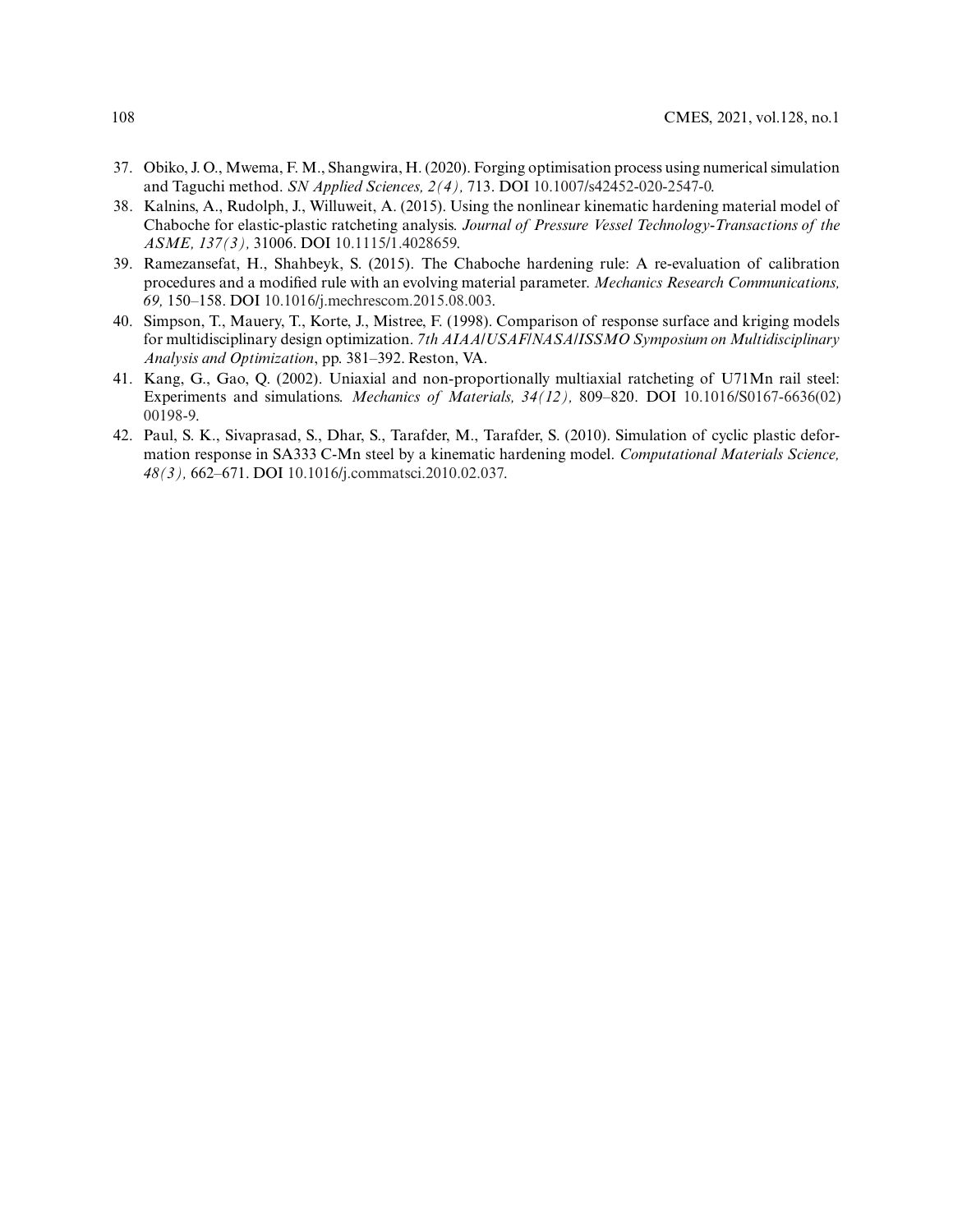37. Obiko, J. O., Mwema, F. M., Shangwira, H. (2020). Forging optimisation process using numerical simulation and Taguchi method. *SN Applied Sciences, 2(4),* 713. DOI 10.1007/s42452-020-2547-0.
38. Kalnins, A., Rudolph, J., Willuweit, A. (2015). Using the nonlinear kinematic hardening material model of Chaboche for elastic-plastic ratcheting analysis. *Journal of Pressure Vessel Technology-Transactions of the ASME, 137(3),* 31006. DOI 10.1115/1.4028659.
39. Ramezansefat, H., Shahbeyk, S. (2015). The Chaboche hardening rule: A re-evaluation of calibration procedures and a modified rule with an evolving material parameter. *Mechanics Research Communications, 69,* 150–158. DOI 10.1016/j.mechrescom.2015.08.003.
40. Simpson, T., Mauery, T., Korte, J., Mistree, F. (1998). Comparison of response surface and kriging models for multidisciplinary design optimization. *7th AIAA/USAF/NASA/ISSMO Symposium on Multidisciplinary Analysis and Optimization*, pp. 381–392. Reston, VA.
41. Kang, G., Gao, Q. (2002). Uniaxial and non-proportionally multiaxial ratcheting of U71Mn rail steel: Experiments and simulations. *Mechanics of Materials, 34(12),* 809–820. DOI 10.1016/S0167-6636(02)00198-9.
42. Paul, S. K., Sivaprasad, S., Dhar, S., Tarafder, M., Tarafder, S. (2010). Simulation of cyclic plastic deformation response in SA333 C-Mn steel by a kinematic hardening model. *Computational Materials Science, 48(3),* 662–671. DOI 10.1016/j.commatsci.2010.02.037.